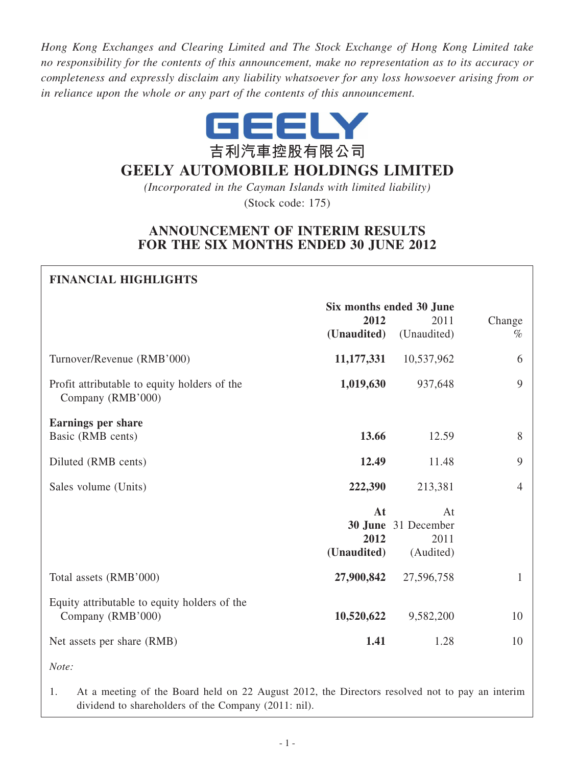*Hong Kong Exchanges and Clearing Limited and The Stock Exchange of Hong Kong Limited take no responsibility for the contents of this announcement, make no representation as to its accuracy or completeness and expressly disclaim any liability whatsoever for any loss howsoever arising from or in reliance upon the whole or any part of the contents of this announcement.*

GEELY

吉利汽車控股有限公司

# GEELY AUTOMOBILE HOLDINGS LIMITED

*(Incorporated in the Cayman Islands with limited liability)*

(Stock code: 175)

## ANNOUNCEMENT OF INTERIM RESULTS FOR THE SIX MONTHS ENDED 30 JUNE 2012

### FINANCIAL HIGHLIGHTS

| | Six months ended 30 June | | |
|---|---|---|---|
| | **2012 (Unaudited)** | 2011 (Unaudited) | Change % |
| Turnover/Revenue (RMB'000) | **11,177,331** | 10,537,962 | 6 |
| Profit attributable to equity holders of the Company (RMB'000) | **1,019,630** | 937,648 | 9 |
| **Earnings per share** | | | |
| Basic (RMB cents) | **13.66** | 12.59 | 8 |
| Diluted (RMB cents) | **12.49** | 11.48 | 9 |
| Sales volume (Units) | **222,390** | 213,381 | 4 |
| | **At 30 June 2012 (Unaudited)** | At 31 December 2011 (Audited) | |
| Total assets (RMB'000) | **27,900,842** | 27,596,758 | 1 |
| Equity attributable to equity holders of the Company (RMB'000) | **10,520,622** | 9,582,200 | 10 |
| Net assets per share (RMB) | **1.41** | 1.28 | 10 |

*Note:*

1. At a meeting of the Board held on 22 August 2012, the Directors resolved not to pay an interim dividend to shareholders of the Company (2011: nil).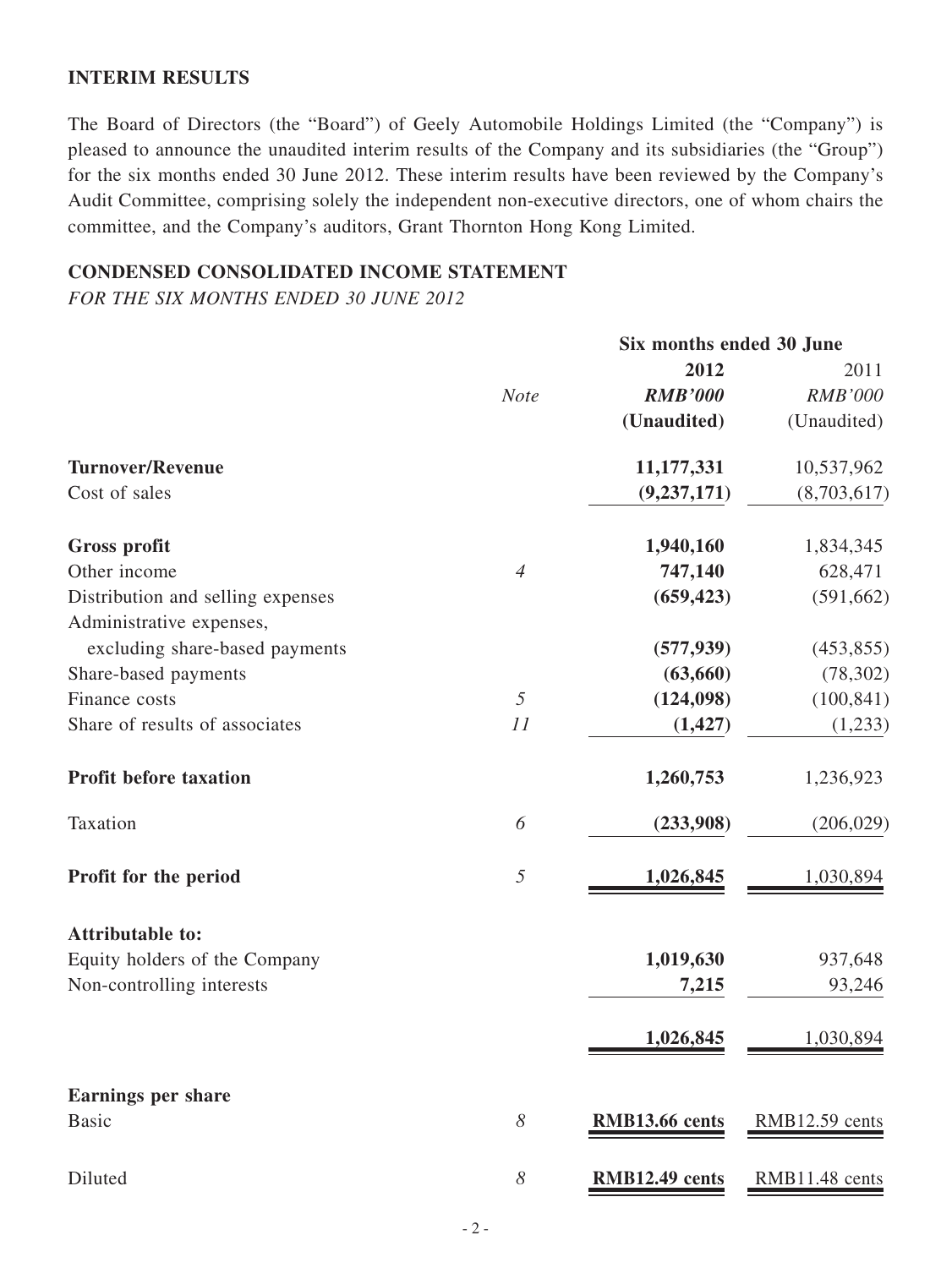## INTERIM RESULTS

The Board of Directors (the "Board") of Geely Automobile Holdings Limited (the "Company") is pleased to announce the unaudited interim results of the Company and its subsidiaries (the "Group") for the six months ended 30 June 2012. These interim results have been reviewed by the Company's Audit Committee, comprising solely the independent non-executive directors, one of whom chairs the committee, and the Company's auditors, Grant Thornton Hong Kong Limited.

## CONDENSED CONSOLIDATED INCOME STATEMENT

*FOR THE SIX MONTHS ENDED 30 JUNE 2012*

| | | Six months ended 30 June | |
|---|---|---|---|
| | | **2012** | 2011 |
| | *Note* | ***RMB'000*** | *RMB'000* |
| | | **(Unaudited)** | (Unaudited) |
| **Turnover/Revenue** | | **11,177,331** | 10,537,962 |
| Cost of sales | | **(9,237,171)** | (8,703,617) |
| **Gross profit** | | **1,940,160** | 1,834,345 |
| Other income | *4* | **747,140** | 628,471 |
| Distribution and selling expenses | | **(659,423)** | (591,662) |
| Administrative expenses, excluding share-based payments | | **(577,939)** | (453,855) |
| Share-based payments | | **(63,660)** | (78,302) |
| Finance costs | *5* | **(124,098)** | (100,841) |
| Share of results of associates | *11* | **(1,427)** | (1,233) |
| **Profit before taxation** | | **1,260,753** | 1,236,923 |
| Taxation | *6* | **(233,908)** | (206,029) |
| **Profit for the period** | *5* | **1,026,845** | 1,030,894 |
| **Attributable to:** | | | |
| Equity holders of the Company | | **1,019,630** | 937,648 |
| Non-controlling interests | | **7,215** | 93,246 |
| | | **1,026,845** | 1,030,894 |
| **Earnings per share** | | | |
| Basic | *8* | **RMB13.66 cents** | RMB12.59 cents |
| Diluted | *8* | **RMB12.49 cents** | RMB11.48 cents |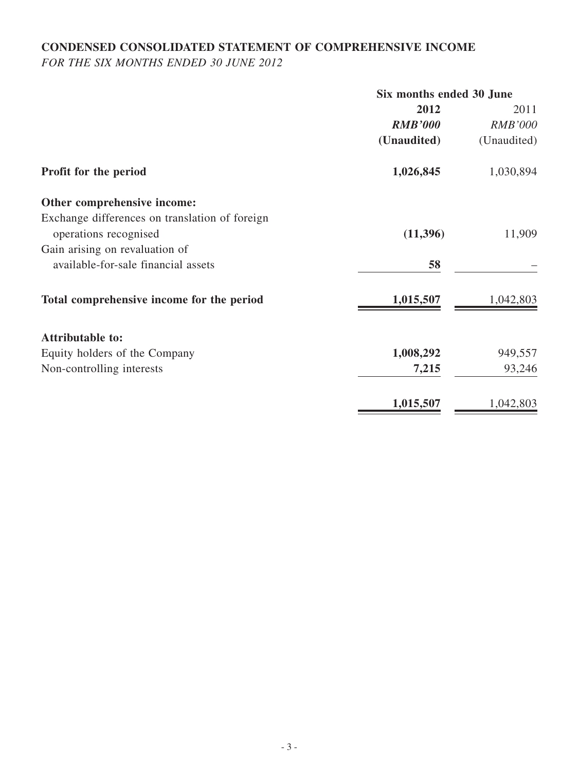## CONDENSED CONSOLIDATED STATEMENT OF COMPREHENSIVE INCOME

*FOR THE SIX MONTHS ENDED 30 JUNE 2012*

| | Six months ended 30 June | |
|---|---|---|
| | **2012** | 2011 |
| | ***RMB'000*** | *RMB'000* |
| | **(Unaudited)** | (Unaudited) |
| **Profit for the period** | **1,026,845** | 1,030,894 |
| **Other comprehensive income:** | | |
| Exchange differences on translation of foreign operations recognised | **(11,396)** | 11,909 |
| Gain arising on revaluation of available-for-sale financial assets | **58** | – |
| **Total comprehensive income for the period** | **1,015,507** | 1,042,803 |
| **Attributable to:** | | |
| Equity holders of the Company | **1,008,292** | 949,557 |
| Non-controlling interests | **7,215** | 93,246 |
| | **1,015,507** | 1,042,803 |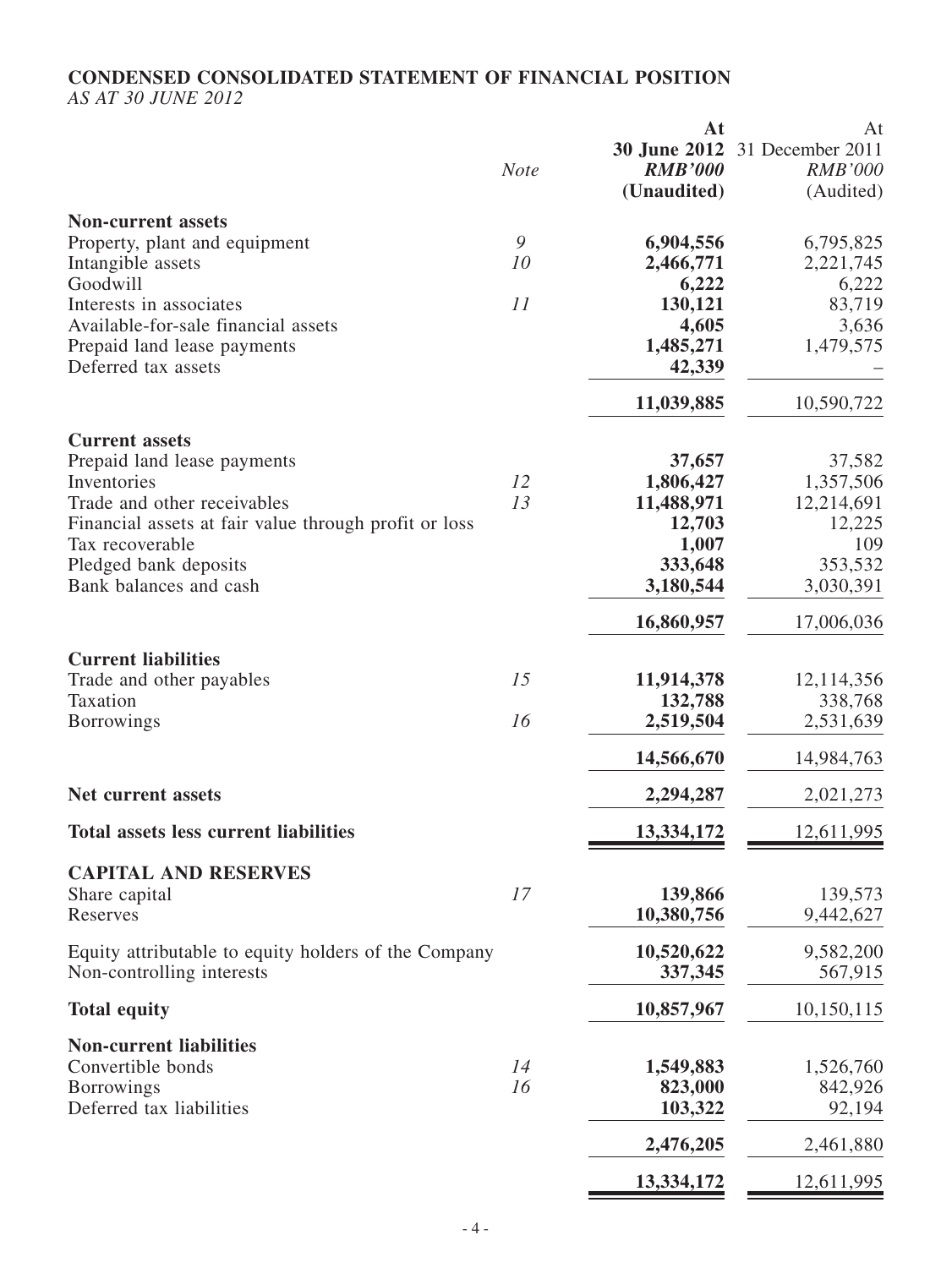## CONDENSED CONSOLIDATED STATEMENT OF FINANCIAL POSITION

*AS AT 30 JUNE 2012*

| | Note | At 30 June 2012 RMB'000 (Unaudited) | At 31 December 2011 RMB'000 (Audited) |
|---|---|---|---|
| **Non-current assets** | | | |
| Property, plant and equipment | 9 | **6,904,556** | 6,795,825 |
| Intangible assets | 10 | **2,466,771** | 2,221,745 |
| Goodwill | | **6,222** | 6,222 |
| Interests in associates | 11 | **130,121** | 83,719 |
| Available-for-sale financial assets | | **4,605** | 3,636 |
| Prepaid land lease payments | | **1,485,271** | 1,479,575 |
| Deferred tax assets | | **42,339** | – |
| | | **11,039,885** | 10,590,722 |
| **Current assets** | | | |
| Prepaid land lease payments | | **37,657** | 37,582 |
| Inventories | 12 | **1,806,427** | 1,357,506 |
| Trade and other receivables | 13 | **11,488,971** | 12,214,691 |
| Financial assets at fair value through profit or loss | | **12,703** | 12,225 |
| Tax recoverable | | **1,007** | 109 |
| Pledged bank deposits | | **333,648** | 353,532 |
| Bank balances and cash | | **3,180,544** | 3,030,391 |
| | | **16,860,957** | 17,006,036 |
| **Current liabilities** | | | |
| Trade and other payables | 15 | **11,914,378** | 12,114,356 |
| Taxation | | **132,788** | 338,768 |
| Borrowings | 16 | **2,519,504** | 2,531,639 |
| | | **14,566,670** | 14,984,763 |
| **Net current assets** | | **2,294,287** | 2,021,273 |
| **Total assets less current liabilities** | | **13,334,172** | 12,611,995 |
| **CAPITAL AND RESERVES** | | | |
| Share capital | 17 | **139,866** | 139,573 |
| Reserves | | **10,380,756** | 9,442,627 |
| Equity attributable to equity holders of the Company | | **10,520,622** | 9,582,200 |
| Non-controlling interests | | **337,345** | 567,915 |
| **Total equity** | | **10,857,967** | 10,150,115 |
| **Non-current liabilities** | | | |
| Convertible bonds | 14 | **1,549,883** | 1,526,760 |
| Borrowings | 16 | **823,000** | 842,926 |
| Deferred tax liabilities | | **103,322** | 92,194 |
| | | **2,476,205** | 2,461,880 |
| | | **13,334,172** | 12,611,995 |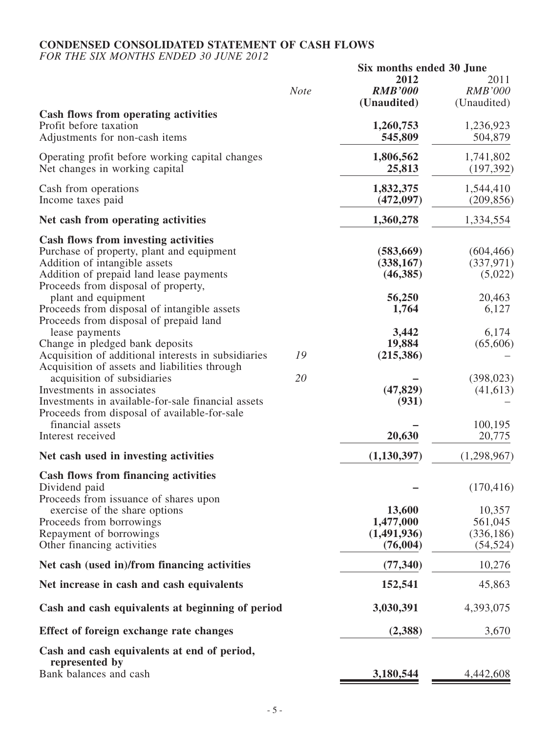## CONDENSED CONSOLIDATED STATEMENT OF CASH FLOWS

*FOR THE SIX MONTHS ENDED 30 JUNE 2012*

| | Note | Six months ended 30 June | |
|---|---|---|---|
| | | **2012** | 2011 |
| | | ***RMB'000*** | *RMB'000* |
| | | **(Unaudited)** | (Unaudited) |
| **Cash flows from operating activities** | | | |
| Profit before taxation | | **1,260,753** | 1,236,923 |
| Adjustments for non-cash items | | **545,809** | 504,879 |
| Operating profit before working capital changes | | **1,806,562** | 1,741,802 |
| Net changes in working capital | | **25,813** | (197,392) |
| Cash from operations | | **1,832,375** | 1,544,410 |
| Income taxes paid | | **(472,097)** | (209,856) |
| **Net cash from operating activities** | | **1,360,278** | 1,334,554 |
| **Cash flows from investing activities** | | | |
| Purchase of property, plant and equipment | | **(583,669)** | (604,466) |
| Addition of intangible assets | | **(338,167)** | (337,971) |
| Addition of prepaid land lease payments | | **(46,385)** | (5,022) |
| Proceeds from disposal of property, plant and equipment | | **56,250** | 20,463 |
| Proceeds from disposal of intangible assets | | **1,764** | 6,127 |
| Proceeds from disposal of prepaid land lease payments | | **3,442** | 6,174 |
| Change in pledged bank deposits | | **19,884** | (65,606) |
| Acquisition of additional interests in subsidiaries | *19* | **(215,386)** | – |
| Acquisition of assets and liabilities through acquisition of subsidiaries | *20* | **–** | (398,023) |
| Investments in associates | | **(47,829)** | (41,613) |
| Investments in available-for-sale financial assets | | **(931)** | – |
| Proceeds from disposal of available-for-sale financial assets | | **–** | 100,195 |
| Interest received | | **20,630** | 20,775 |
| **Net cash used in investing activities** | | **(1,130,397)** | (1,298,967) |
| **Cash flows from financing activities** | | | |
| Dividend paid | | **–** | (170,416) |
| Proceeds from issuance of shares upon exercise of the share options | | **13,600** | 10,357 |
| Proceeds from borrowings | | **1,477,000** | 561,045 |
| Repayment of borrowings | | **(1,491,936)** | (336,186) |
| Other financing activities | | **(76,004)** | (54,524) |
| **Net cash (used in)/from financing activities** | | **(77,340)** | 10,276 |
| **Net increase in cash and cash equivalents** | | **152,541** | 45,863 |
| **Cash and cash equivalents at beginning of period** | | **3,030,391** | 4,393,075 |
| **Effect of foreign exchange rate changes** | | **(2,388)** | 3,670 |
| **Cash and cash equivalents at end of period, represented by** | | | |
| Bank balances and cash | | **3,180,544** | 4,442,608 |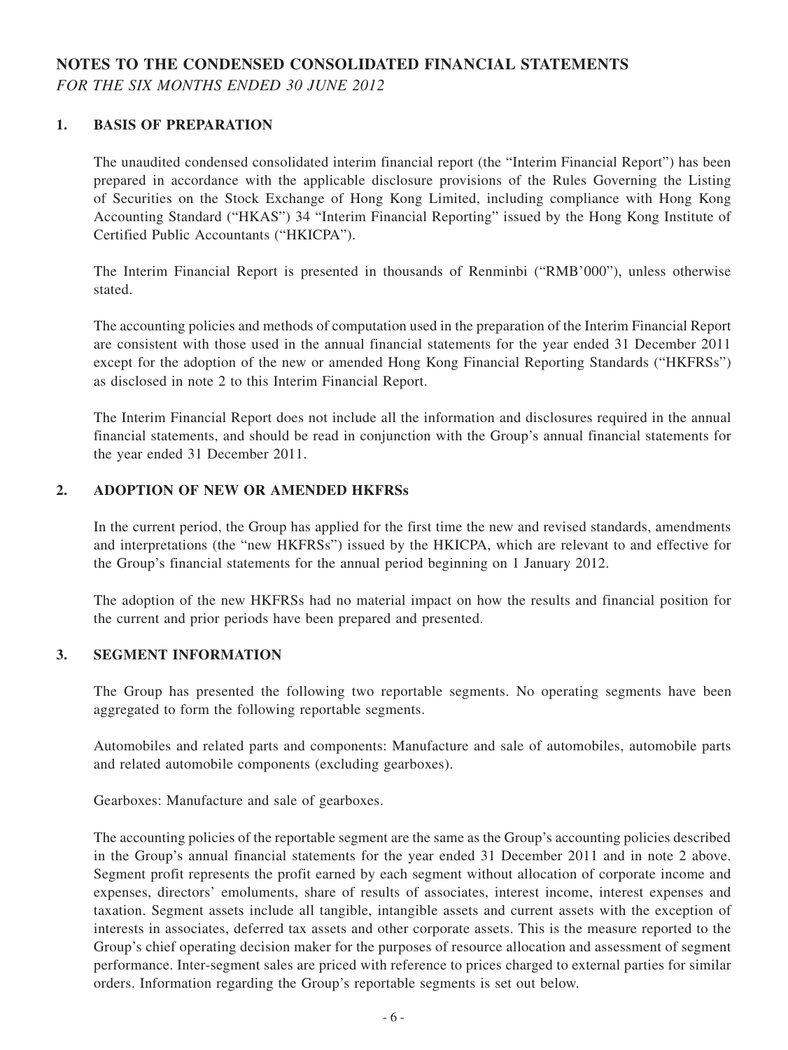# NOTES TO THE CONDENSED CONSOLIDATED FINANCIAL STATEMENTS

*FOR THE SIX MONTHS ENDED 30 JUNE 2012*

## 1. BASIS OF PREPARATION

The unaudited condensed consolidated interim financial report (the "Interim Financial Report") has been prepared in accordance with the applicable disclosure provisions of the Rules Governing the Listing of Securities on the Stock Exchange of Hong Kong Limited, including compliance with Hong Kong Accounting Standard ("HKAS") 34 "Interim Financial Reporting" issued by the Hong Kong Institute of Certified Public Accountants ("HKICPA").

The Interim Financial Report is presented in thousands of Renminbi ("RMB'000"), unless otherwise stated.

The accounting policies and methods of computation used in the preparation of the Interim Financial Report are consistent with those used in the annual financial statements for the year ended 31 December 2011 except for the adoption of the new or amended Hong Kong Financial Reporting Standards ("HKFRSs") as disclosed in note 2 to this Interim Financial Report.

The Interim Financial Report does not include all the information and disclosures required in the annual financial statements, and should be read in conjunction with the Group's annual financial statements for the year ended 31 December 2011.

## 2. ADOPTION OF NEW OR AMENDED HKFRSs

In the current period, the Group has applied for the first time the new and revised standards, amendments and interpretations (the "new HKFRSs") issued by the HKICPA, which are relevant to and effective for the Group's financial statements for the annual period beginning on 1 January 2012.

The adoption of the new HKFRSs had no material impact on how the results and financial position for the current and prior periods have been prepared and presented.

## 3. SEGMENT INFORMATION

The Group has presented the following two reportable segments. No operating segments have been aggregated to form the following reportable segments.

Automobiles and related parts and components: Manufacture and sale of automobiles, automobile parts and related automobile components (excluding gearboxes).

Gearboxes: Manufacture and sale of gearboxes.

The accounting policies of the reportable segment are the same as the Group's accounting policies described in the Group's annual financial statements for the year ended 31 December 2011 and in note 2 above. Segment profit represents the profit earned by each segment without allocation of corporate income and expenses, directors' emoluments, share of results of associates, interest income, interest expenses and taxation. Segment assets include all tangible, intangible assets and current assets with the exception of interests in associates, deferred tax assets and other corporate assets. This is the measure reported to the Group's chief operating decision maker for the purposes of resource allocation and assessment of segment performance. Inter-segment sales are priced with reference to prices charged to external parties for similar orders. Information regarding the Group's reportable segments is set out below.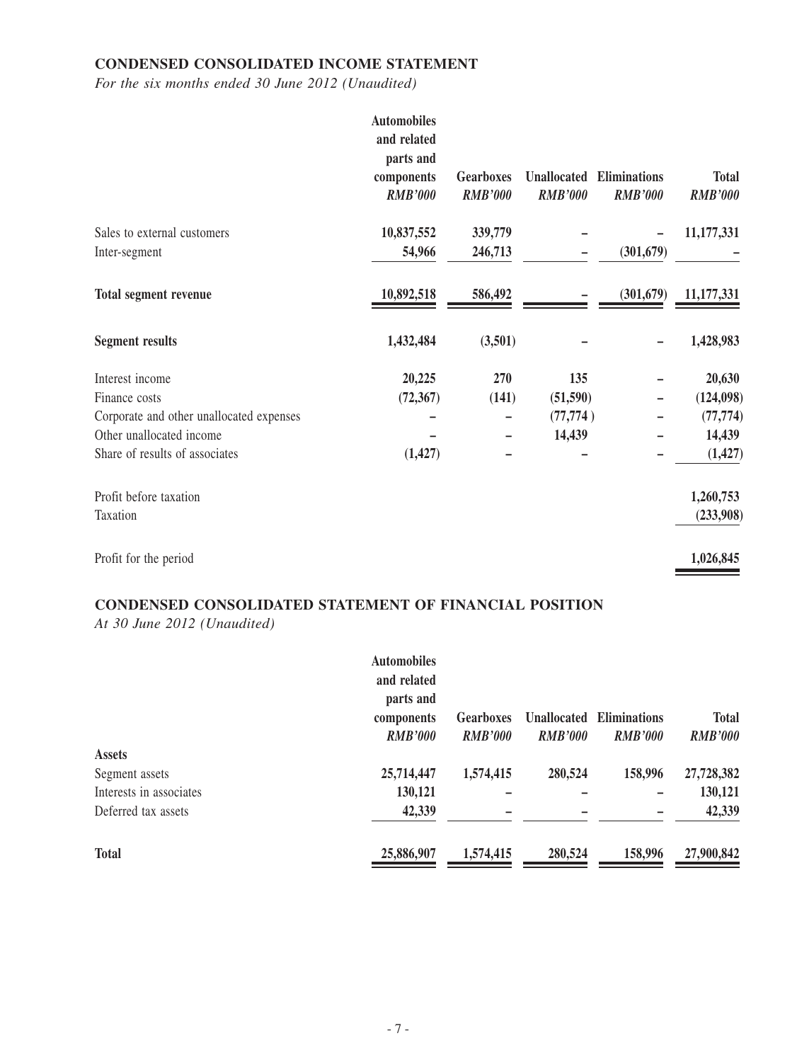**CONDENSED CONSOLIDATED INCOME STATEMENT**

*For the six months ended 30 June 2012 (Unaudited)*

| | Automobiles and related parts and components *RMB'000* | Gearboxes *RMB'000* | Unallocated *RMB'000* | Eliminations *RMB'000* | Total *RMB'000* |
|---|---|---|---|---|---|
| Sales to external customers | 10,837,552 | 339,779 | – | – | 11,177,331 |
| Inter-segment | 54,966 | 246,713 | – | (301,679) | – |
| **Total segment revenue** | 10,892,518 | 586,492 | – | (301,679) | 11,177,331 |
| **Segment results** | 1,432,484 | (3,501) | – | – | 1,428,983 |
| Interest income | 20,225 | 270 | 135 | – | 20,630 |
| Finance costs | (72,367) | (141) | (51,590) | – | (124,098) |
| Corporate and other unallocated expenses | – | – | (77,774 ) | – | (77,774) |
| Other unallocated income | – | – | 14,439 | – | 14,439 |
| Share of results of associates | (1,427) | – | – | – | (1,427) |
| Profit before taxation | | | | | 1,260,753 |
| Taxation | | | | | (233,908) |
| Profit for the period | | | | | 1,026,845 |

**CONDENSED CONSOLIDATED STATEMENT OF FINANCIAL POSITION**

*At 30 June 2012 (Unaudited)*

| | Automobiles and related parts and components *RMB'000* | Gearboxes *RMB'000* | Unallocated *RMB'000* | Eliminations *RMB'000* | Total *RMB'000* |
|---|---|---|---|---|---|
| **Assets** | | | | | |
| Segment assets | 25,714,447 | 1,574,415 | 280,524 | 158,996 | 27,728,382 |
| Interests in associates | 130,121 | – | – | – | 130,121 |
| Deferred tax assets | 42,339 | – | – | – | 42,339 |
| **Total** | 25,886,907 | 1,574,415 | 280,524 | 158,996 | 27,900,842 |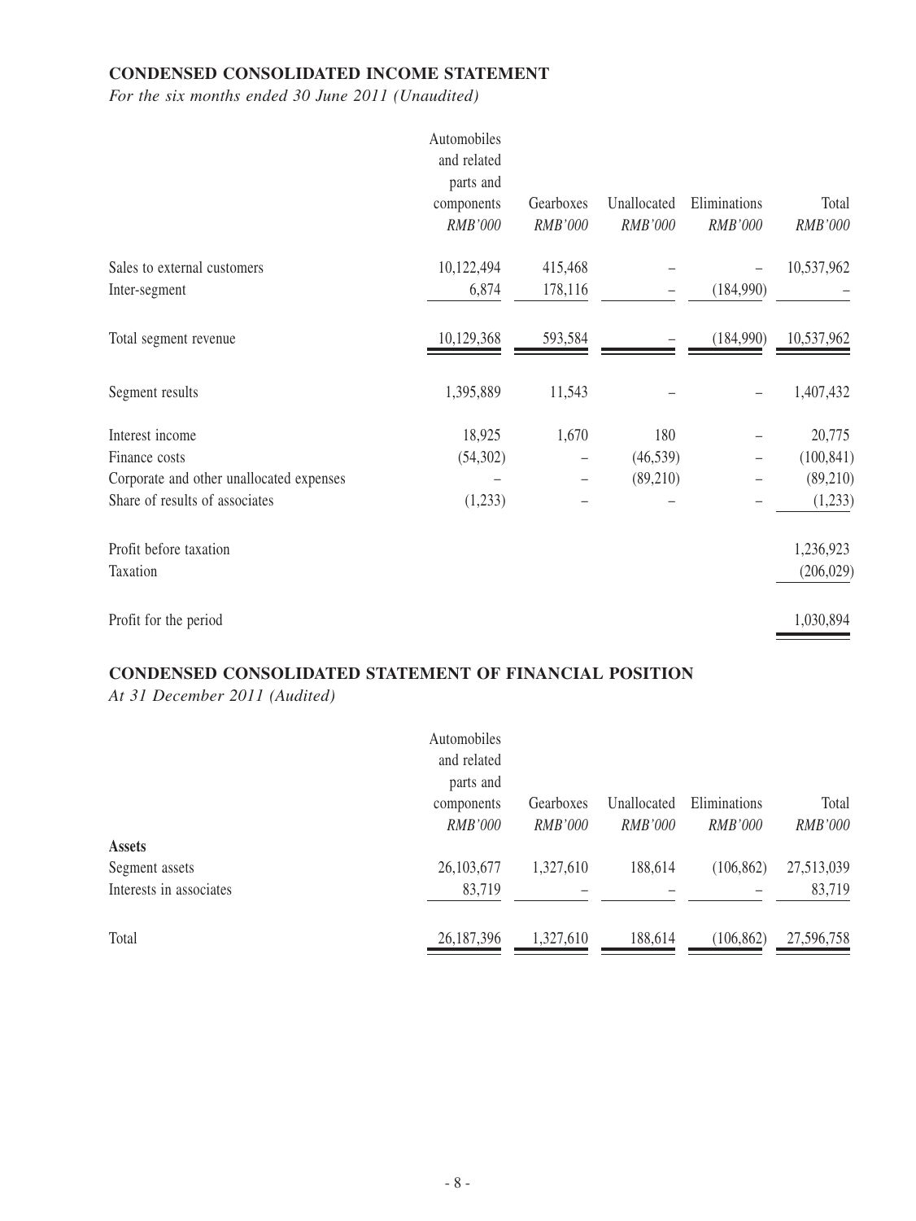**CONDENSED CONSOLIDATED INCOME STATEMENT**

*For the six months ended 30 June 2011 (Unaudited)*

| | Automobiles and related parts and components | Gearboxes | Unallocated | Eliminations | Total |
|---|---|---|---|---|---|
| | *RMB'000* | *RMB'000* | *RMB'000* | *RMB'000* | *RMB'000* |
| Sales to external customers | 10,122,494 | 415,468 | – | – | 10,537,962 |
| Inter-segment | 6,874 | 178,116 | – | (184,990) | – |
| Total segment revenue | 10,129,368 | 593,584 | – | (184,990) | 10,537,962 |
| Segment results | 1,395,889 | 11,543 | – | – | 1,407,432 |
| Interest income | 18,925 | 1,670 | 180 | – | 20,775 |
| Finance costs | (54,302) | – | (46,539) | – | (100,841) |
| Corporate and other unallocated expenses | – | – | (89,210) | – | (89,210) |
| Share of results of associates | (1,233) | – | – | – | (1,233) |
| Profit before taxation | | | | | 1,236,923 |
| Taxation | | | | | (206,029) |
| Profit for the period | | | | | 1,030,894 |

**CONDENSED CONSOLIDATED STATEMENT OF FINANCIAL POSITION**

*At 31 December 2011 (Audited)*

| | Automobiles and related parts and components | Gearboxes | Unallocated | Eliminations | Total |
|---|---|---|---|---|---|
| | *RMB'000* | *RMB'000* | *RMB'000* | *RMB'000* | *RMB'000* |
| **Assets** | | | | | |
| Segment assets | 26,103,677 | 1,327,610 | 188,614 | (106,862) | 27,513,039 |
| Interests in associates | 83,719 | – | – | – | 83,719 |
| Total | 26,187,396 | 1,327,610 | 188,614 | (106,862) | 27,596,758 |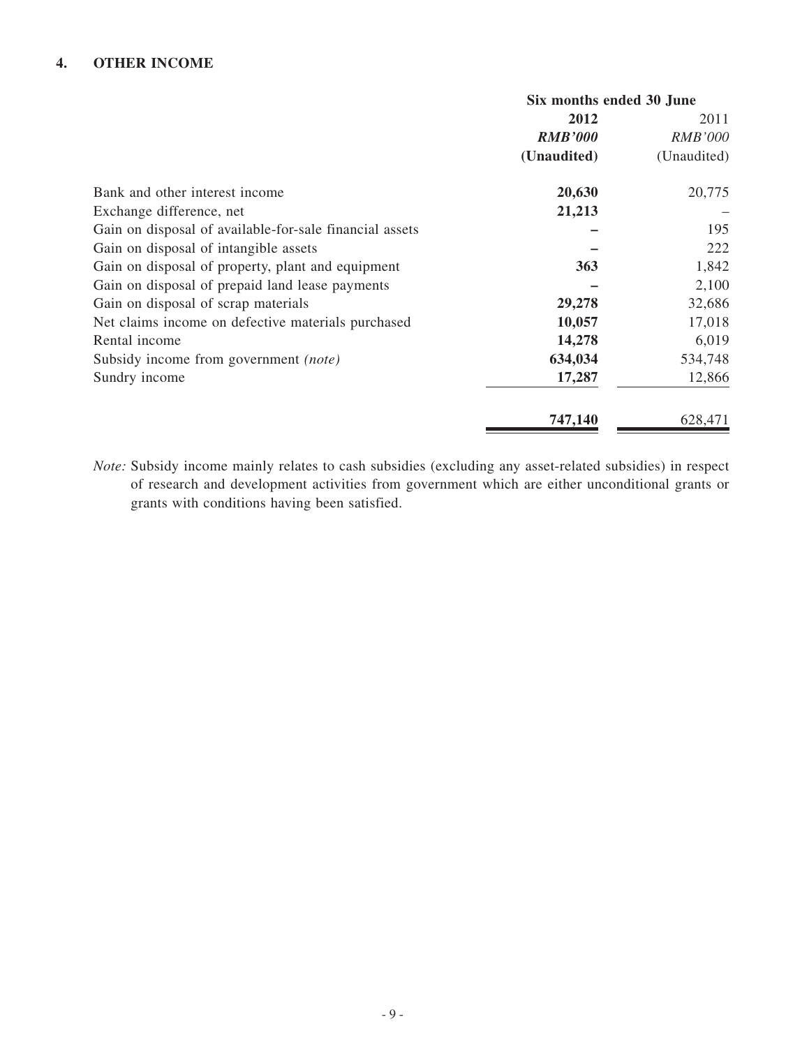## 4. OTHER INCOME

| | Six months ended 30 June | |
|---|---|---|
| | **2012** | 2011 |
| | ***RMB'000*** | *RMB'000* |
| | **(Unaudited)** | (Unaudited) |
| Bank and other interest income | **20,630** | 20,775 |
| Exchange difference, net | **21,213** | – |
| Gain on disposal of available-for-sale financial assets | **–** | 195 |
| Gain on disposal of intangible assets | **–** | 222 |
| Gain on disposal of property, plant and equipment | **363** | 1,842 |
| Gain on disposal of prepaid land lease payments | **–** | 2,100 |
| Gain on disposal of scrap materials | **29,278** | 32,686 |
| Net claims income on defective materials purchased | **10,057** | 17,018 |
| Rental income | **14,278** | 6,019 |
| Subsidy income from government *(note)* | **634,034** | 534,748 |
| Sundry income | **17,287** | 12,866 |
| | **747,140** | 628,471 |

*Note:* Subsidy income mainly relates to cash subsidies (excluding any asset-related subsidies) in respect of research and development activities from government which are either unconditional grants or grants with conditions having been satisfied.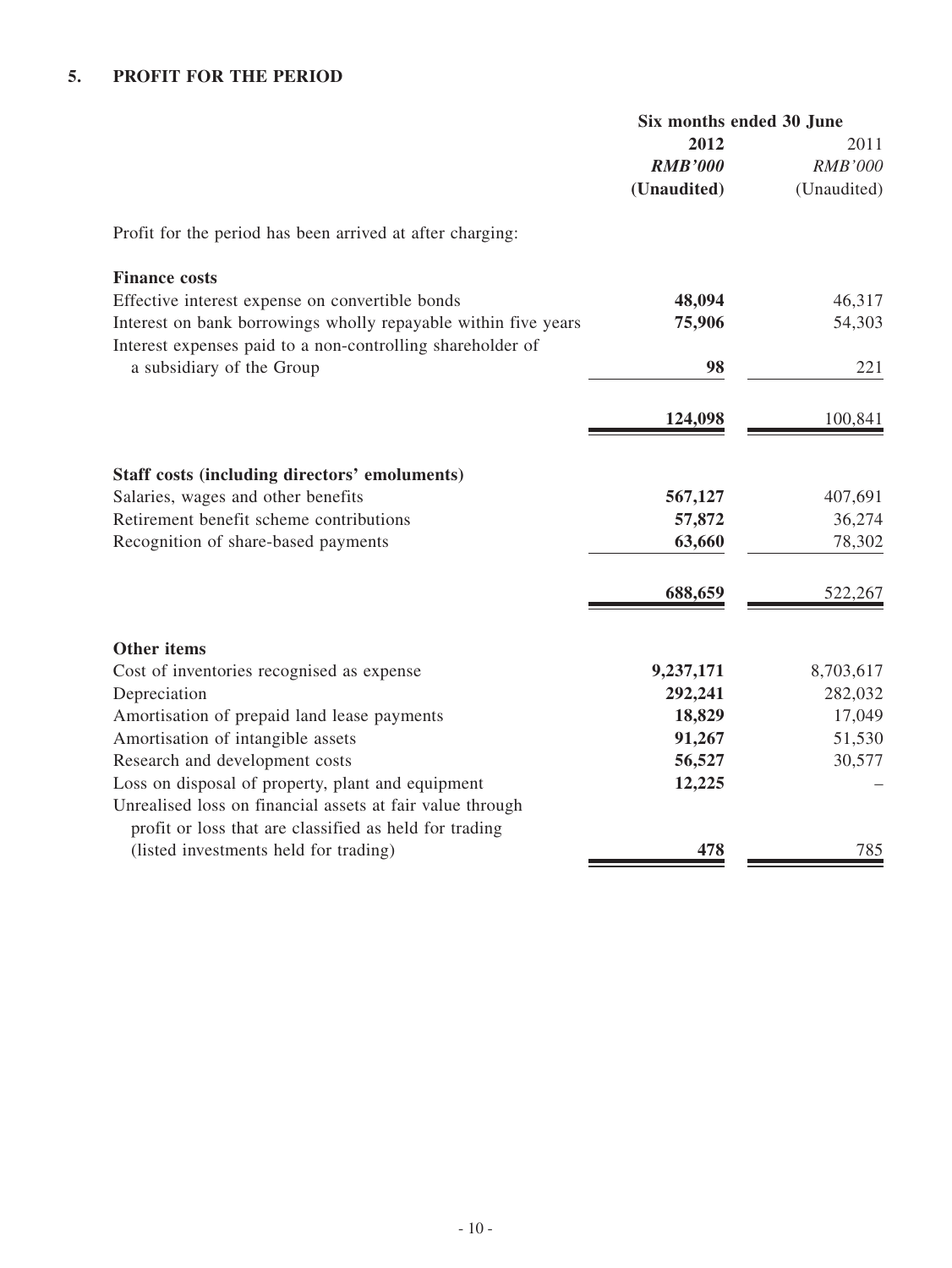## 5. PROFIT FOR THE PERIOD

| | Six months ended 30 June | |
|---|---|---|
| | **2012** | 2011 |
| | ***RMB'000*** | *RMB'000* |
| | **(Unaudited)** | (Unaudited) |
| Profit for the period has been arrived at after charging: | | |
| **Finance costs** | | |
| Effective interest expense on convertible bonds | **48,094** | 46,317 |
| Interest on bank borrowings wholly repayable within five years | **75,906** | 54,303 |
| Interest expenses paid to a non-controlling shareholder of a subsidiary of the Group | **98** | 221 |
| | **124,098** | 100,841 |
| **Staff costs (including directors' emoluments)** | | |
| Salaries, wages and other benefits | **567,127** | 407,691 |
| Retirement benefit scheme contributions | **57,872** | 36,274 |
| Recognition of share-based payments | **63,660** | 78,302 |
| | **688,659** | 522,267 |
| **Other items** | | |
| Cost of inventories recognised as expense | **9,237,171** | 8,703,617 |
| Depreciation | **292,241** | 282,032 |
| Amortisation of prepaid land lease payments | **18,829** | 17,049 |
| Amortisation of intangible assets | **91,267** | 51,530 |
| Research and development costs | **56,527** | 30,577 |
| Loss on disposal of property, plant and equipment | **12,225** | – |
| Unrealised loss on financial assets at fair value through profit or loss that are classified as held for trading (listed investments held for trading) | **478** | 785 |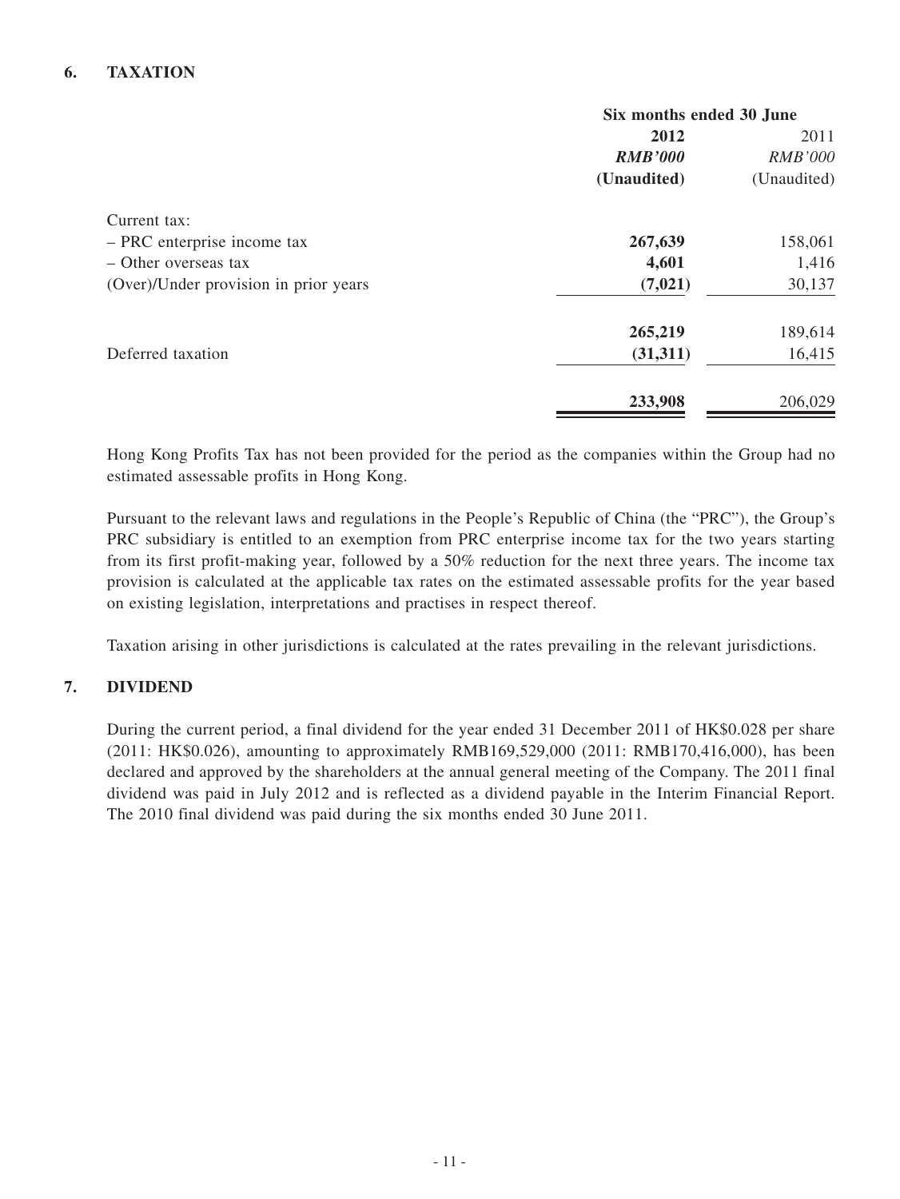## 6. TAXATION

| | Six months ended 30 June | |
|---|---|---|
| | **2012** | 2011 |
| | ***RMB'000*** | *RMB'000* |
| | **(Unaudited)** | (Unaudited) |
| Current tax: | | |
| – PRC enterprise income tax | **267,639** | 158,061 |
| – Other overseas tax | **4,601** | 1,416 |
| (Over)/Under provision in prior years | **(7,021)** | 30,137 |
| | **265,219** | 189,614 |
| Deferred taxation | **(31,311)** | 16,415 |
| | **233,908** | 206,029 |

Hong Kong Profits Tax has not been provided for the period as the companies within the Group had no estimated assessable profits in Hong Kong.

Pursuant to the relevant laws and regulations in the People's Republic of China (the "PRC"), the Group's PRC subsidiary is entitled to an exemption from PRC enterprise income tax for the two years starting from its first profit-making year, followed by a 50% reduction for the next three years. The income tax provision is calculated at the applicable tax rates on the estimated assessable profits for the year based on existing legislation, interpretations and practises in respect thereof.

Taxation arising in other jurisdictions is calculated at the rates prevailing in the relevant jurisdictions.

## 7. DIVIDEND

During the current period, a final dividend for the year ended 31 December 2011 of HK$0.028 per share (2011: HK$0.026), amounting to approximately RMB169,529,000 (2011: RMB170,416,000), has been declared and approved by the shareholders at the annual general meeting of the Company. The 2011 final dividend was paid in July 2012 and is reflected as a dividend payable in the Interim Financial Report. The 2010 final dividend was paid during the six months ended 30 June 2011.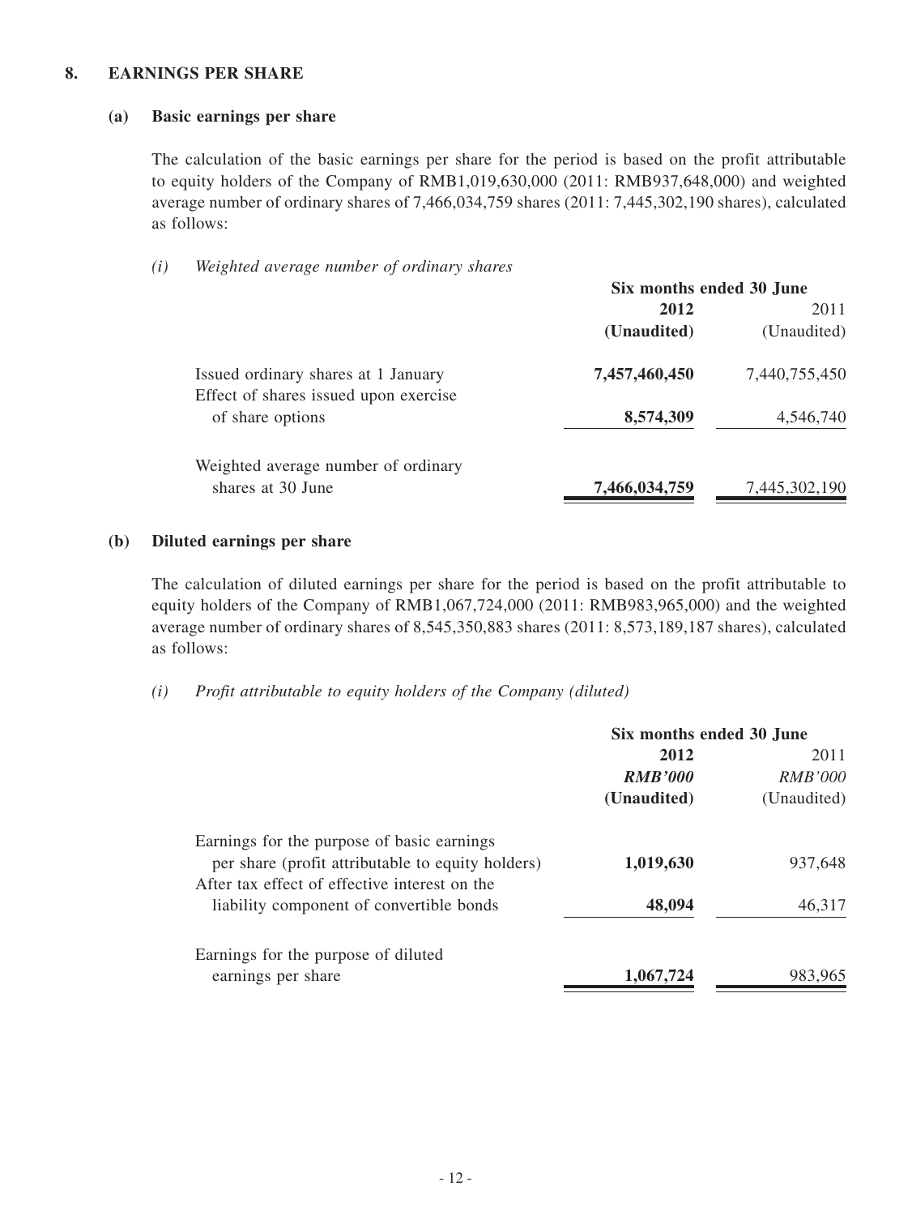## 8. EARNINGS PER SHARE

### (a) Basic earnings per share

The calculation of the basic earnings per share for the period is based on the profit attributable to equity holders of the Company of RMB1,019,630,000 (2011: RMB937,648,000) and weighted average number of ordinary shares of 7,466,034,759 shares (2011: 7,445,302,190 shares), calculated as follows:

*(i) Weighted average number of ordinary shares*

| | Six months ended 30 June | |
|---|---|---|
| | **2012** | 2011 |
| | **(Unaudited)** | (Unaudited) |
| Issued ordinary shares at 1 January | **7,457,460,450** | 7,440,755,450 |
| Effect of shares issued upon exercise of share options | **8,574,309** | 4,546,740 |
| Weighted average number of ordinary shares at 30 June | **7,466,034,759** | 7,445,302,190 |

### (b) Diluted earnings per share

The calculation of diluted earnings per share for the period is based on the profit attributable to equity holders of the Company of RMB1,067,724,000 (2011: RMB983,965,000) and the weighted average number of ordinary shares of 8,545,350,883 shares (2011: 8,573,189,187 shares), calculated as follows:

*(i) Profit attributable to equity holders of the Company (diluted)*

| | Six months ended 30 June | |
|---|---|---|
| | **2012** | 2011 |
| | ***RMB'000*** | *RMB'000* |
| | **(Unaudited)** | (Unaudited) |
| Earnings for the purpose of basic earnings per share (profit attributable to equity holders) | **1,019,630** | 937,648 |
| After tax effect of effective interest on the liability component of convertible bonds | **48,094** | 46,317 |
| Earnings for the purpose of diluted earnings per share | **1,067,724** | 983,965 |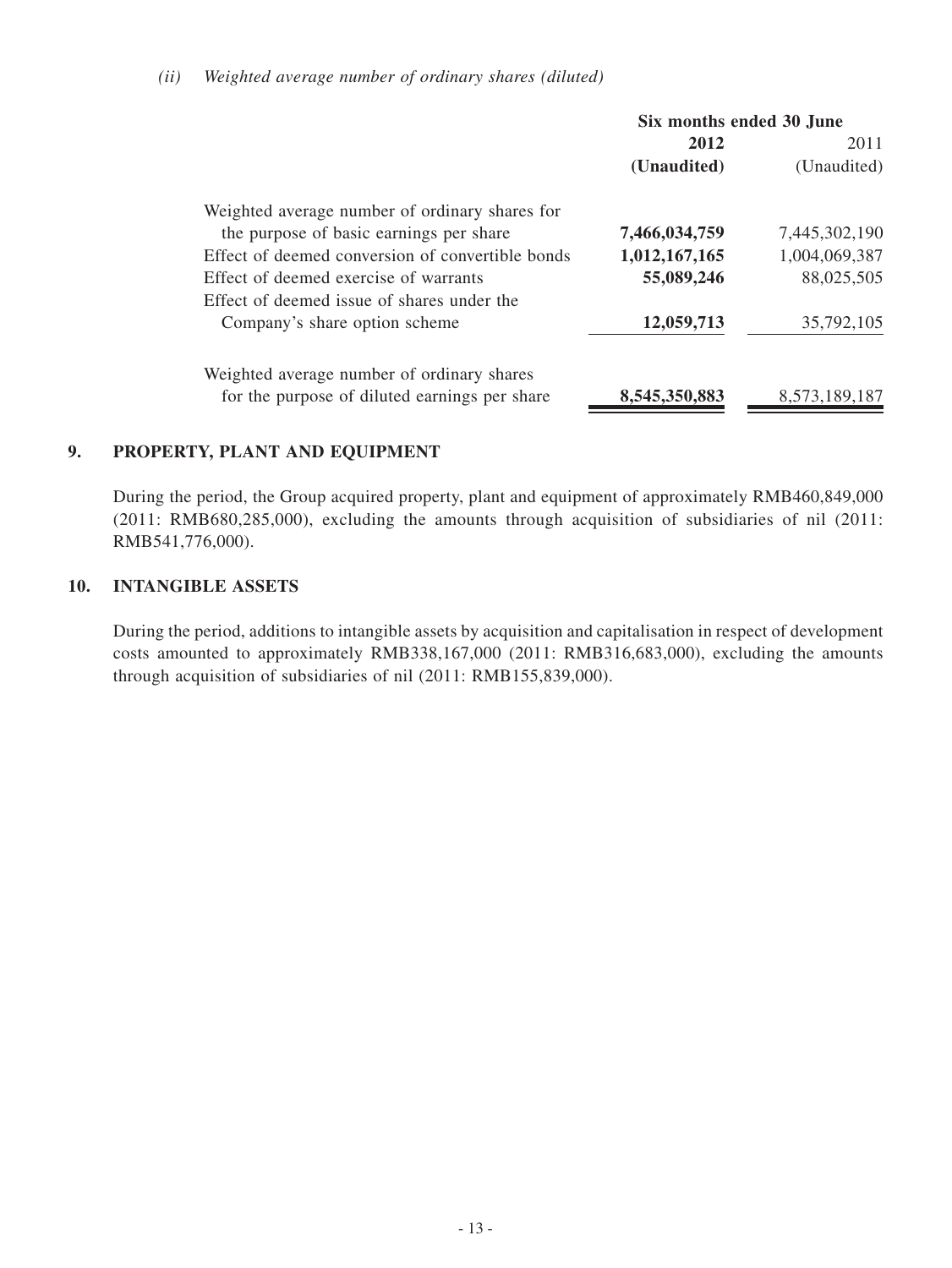*(ii) Weighted average number of ordinary shares (diluted)*

| | Six months ended 30 June | |
|---|---|---|
| | **2012** | 2011 |
| | **(Unaudited)** | (Unaudited) |
| Weighted average number of ordinary shares for the purpose of basic earnings per share | **7,466,034,759** | 7,445,302,190 |
| Effect of deemed conversion of convertible bonds | **1,012,167,165** | 1,004,069,387 |
| Effect of deemed exercise of warrants | **55,089,246** | 88,025,505 |
| Effect of deemed issue of shares under the Company's share option scheme | **12,059,713** | 35,792,105 |
| Weighted average number of ordinary shares for the purpose of diluted earnings per share | **8,545,350,883** | 8,573,189,187 |

## 9. PROPERTY, PLANT AND EQUIPMENT

During the period, the Group acquired property, plant and equipment of approximately RMB460,849,000 (2011: RMB680,285,000), excluding the amounts through acquisition of subsidiaries of nil (2011: RMB541,776,000).

## 10. INTANGIBLE ASSETS

During the period, additions to intangible assets by acquisition and capitalisation in respect of development costs amounted to approximately RMB338,167,000 (2011: RMB316,683,000), excluding the amounts through acquisition of subsidiaries of nil (2011: RMB155,839,000).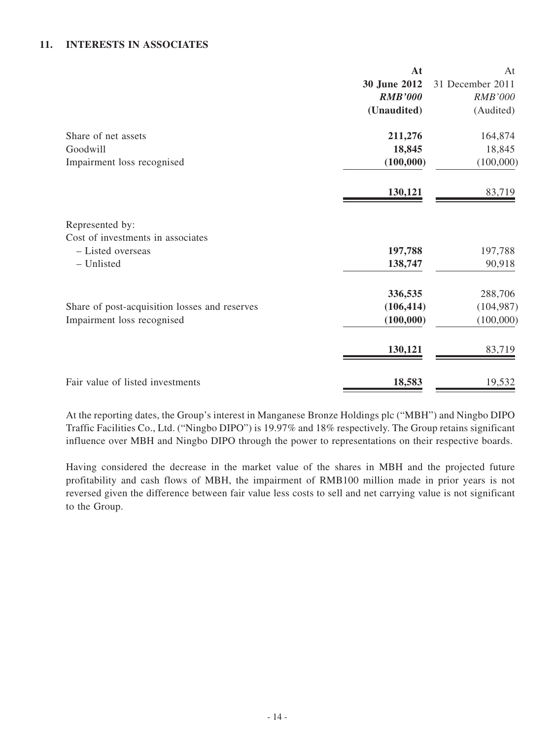## 11. INTERESTS IN ASSOCIATES

| | **At 30 June 2012** | At 31 December 2011 |
|---|---|---|
| | ***RMB'000*** | *RMB'000* |
| | **(Unaudited)** | (Audited) |
| Share of net assets | **211,276** | 164,874 |
| Goodwill | **18,845** | 18,845 |
| Impairment loss recognised | **(100,000)** | (100,000) |
| | **130,121** | 83,719 |
| Represented by: | | |
| Cost of investments in associates | | |
| – Listed overseas | **197,788** | 197,788 |
| – Unlisted | **138,747** | 90,918 |
| | **336,535** | 288,706 |
| Share of post-acquisition losses and reserves | **(106,414)** | (104,987) |
| Impairment loss recognised | **(100,000)** | (100,000) |
| | **130,121** | 83,719 |
| Fair value of listed investments | **18,583** | 19,532 |

At the reporting dates, the Group's interest in Manganese Bronze Holdings plc ("MBH") and Ningbo DIPO Traffic Facilities Co., Ltd. ("Ningbo DIPO") is 19.97% and 18% respectively. The Group retains significant influence over MBH and Ningbo DIPO through the power to representations on their respective boards.

Having considered the decrease in the market value of the shares in MBH and the projected future profitability and cash flows of MBH, the impairment of RMB100 million made in prior years is not reversed given the difference between fair value less costs to sell and net carrying value is not significant to the Group.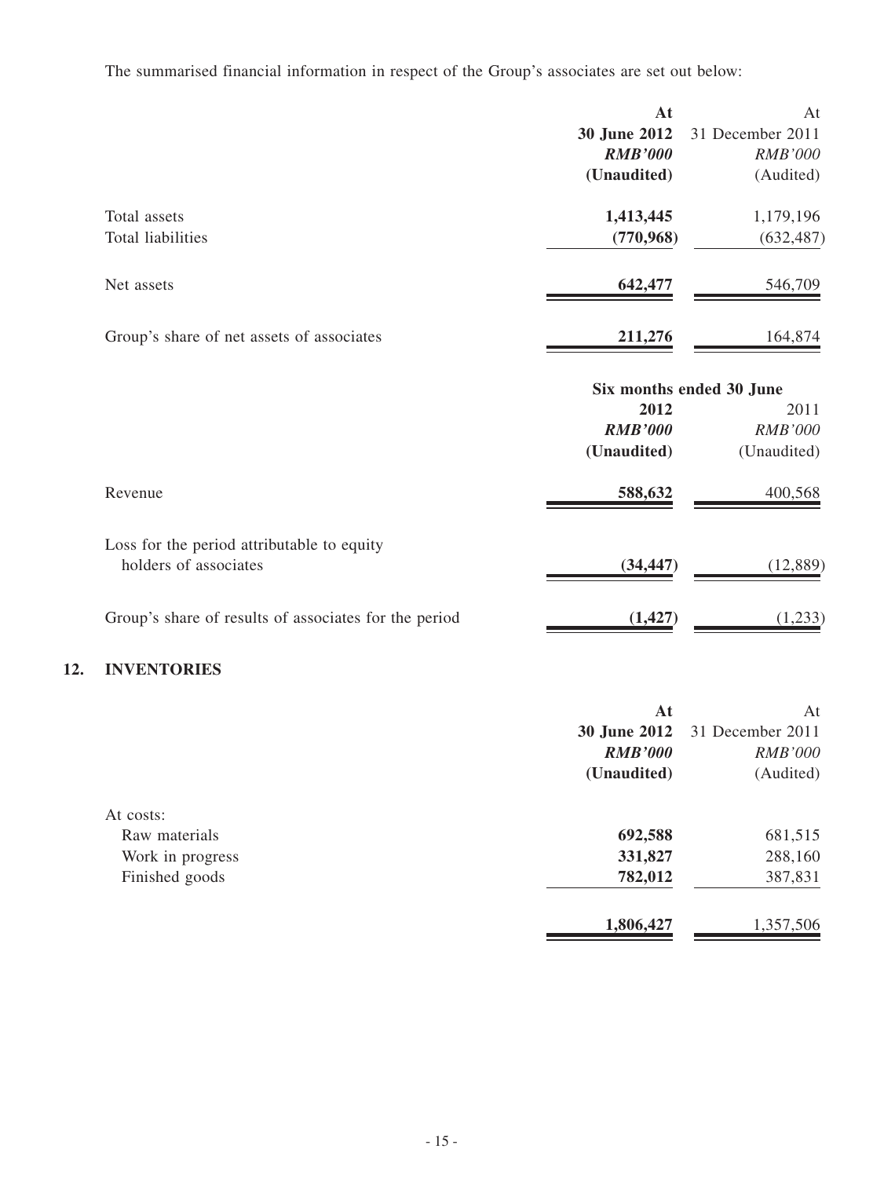The summarised financial information in respect of the Group's associates are set out below:

| | At 30 June 2012 | At 31 December 2011 |
|---|---|---|
| | ***RMB'000*** | *RMB'000* |
| | **(Unaudited)** | (Audited) |
| Total assets | **1,413,445** | 1,179,196 |
| Total liabilities | **(770,968)** | (632,487) |
| Net assets | **642,477** | 546,709 |
| Group's share of net assets of associates | **211,276** | 164,874 |

| | Six months ended 30 June | |
|---|---|---|
| | **2012** | 2011 |
| | ***RMB'000*** | *RMB'000* |
| | **(Unaudited)** | (Unaudited) |
| Revenue | **588,632** | 400,568 |
| Loss for the period attributable to equity holders of associates | **(34,447)** | (12,889) |
| Group's share of results of associates for the period | **(1,427)** | (1,233) |

## 12. INVENTORIES

| | At 30 June 2012 | At 31 December 2011 |
|---|---|---|
| | ***RMB'000*** | *RMB'000* |
| | **(Unaudited)** | (Audited) |
| At costs: | | |
| Raw materials | **692,588** | 681,515 |
| Work in progress | **331,827** | 288,160 |
| Finished goods | **782,012** | 387,831 |
| | **1,806,427** | 1,357,506 |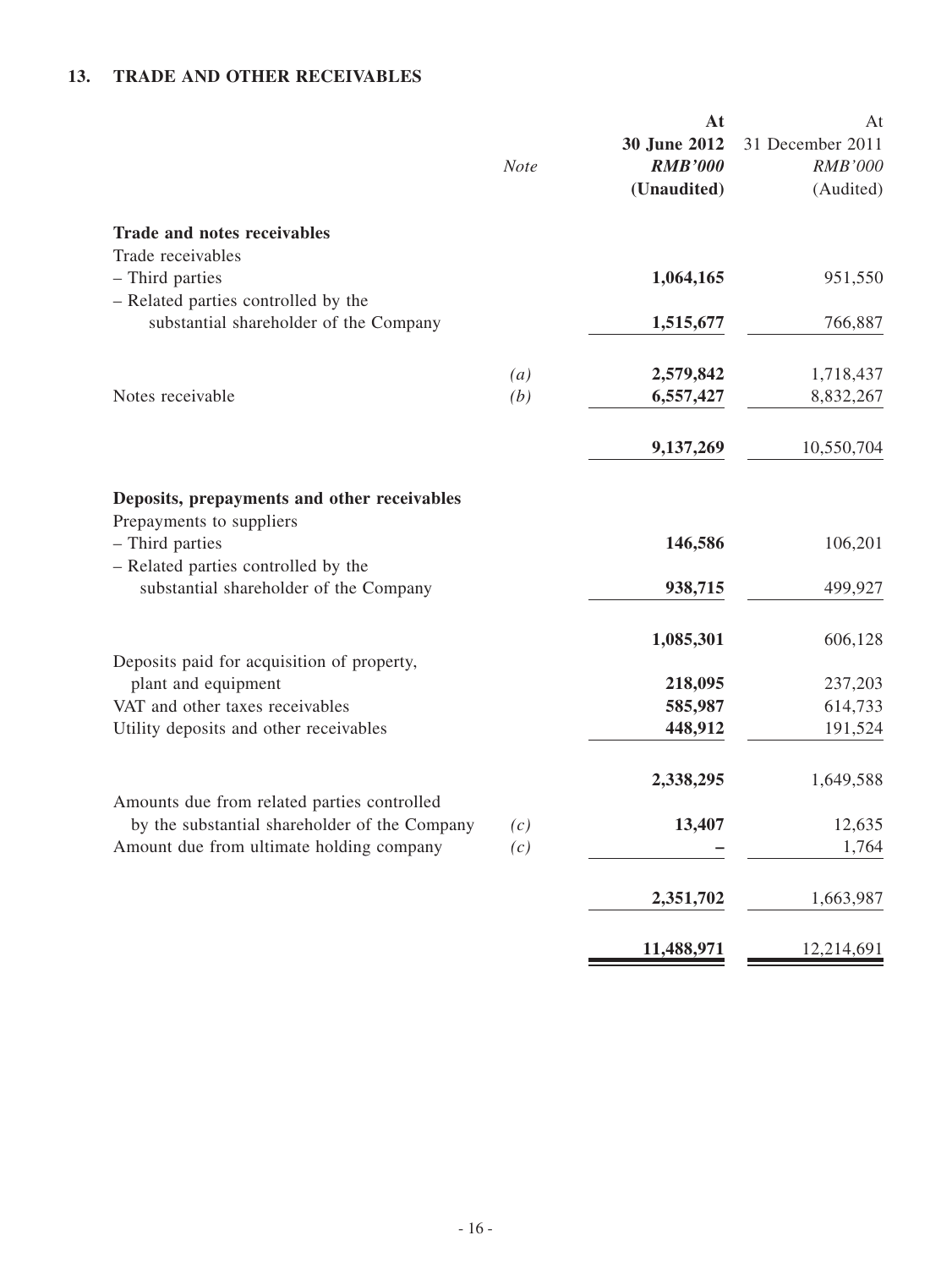## 13. TRADE AND OTHER RECEIVABLES

| | *Note* | **At 30 June 2012** ***RMB'000*** **(Unaudited)** | At 31 December 2011 *RMB'000* (Audited) |
|---|---|---|---|
| **Trade and notes receivables** | | | |
| Trade receivables | | | |
| – Third parties | | **1,064,165** | 951,550 |
| – Related parties controlled by the substantial shareholder of the Company | | **1,515,677** | 766,887 |
| | *(a)* | **2,579,842** | 1,718,437 |
| Notes receivable | *(b)* | **6,557,427** | 8,832,267 |
| | | **9,137,269** | 10,550,704 |
| **Deposits, prepayments and other receivables** | | | |
| Prepayments to suppliers | | | |
| – Third parties | | **146,586** | 106,201 |
| – Related parties controlled by the substantial shareholder of the Company | | **938,715** | 499,927 |
| | | **1,085,301** | 606,128 |
| Deposits paid for acquisition of property, plant and equipment | | **218,095** | 237,203 |
| VAT and other taxes receivables | | **585,987** | 614,733 |
| Utility deposits and other receivables | | **448,912** | 191,524 |
| | | **2,338,295** | 1,649,588 |
| Amounts due from related parties controlled by the substantial shareholder of the Company | *(c)* | **13,407** | 12,635 |
| Amount due from ultimate holding company | *(c)* | **–** | 1,764 |
| | | **2,351,702** | 1,663,987 |
| | | **11,488,971** | 12,214,691 |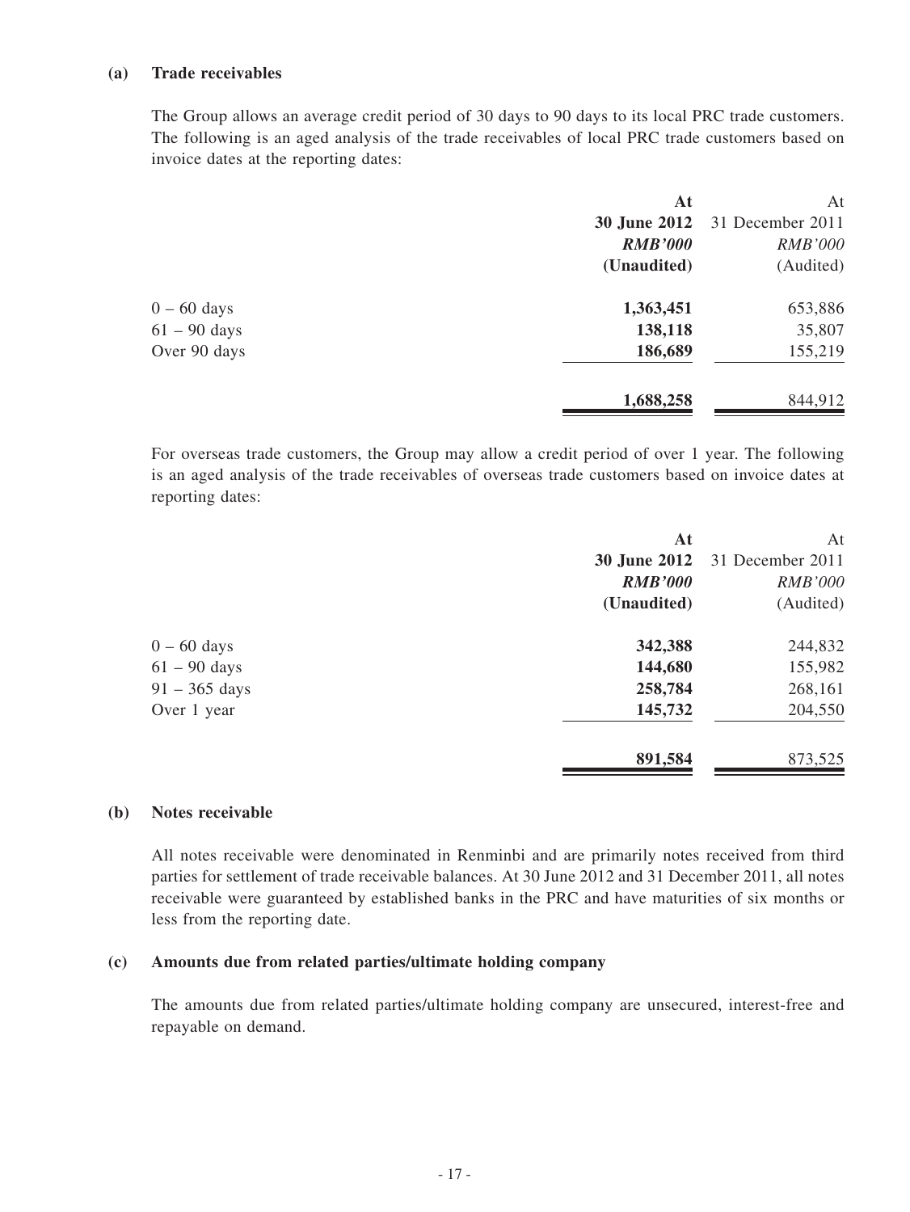**(a) Trade receivables**

The Group allows an average credit period of 30 days to 90 days to its local PRC trade customers. The following is an aged analysis of the trade receivables of local PRC trade customers based on invoice dates at the reporting dates:

| | **At 30 June 2012** | At 31 December 2011 |
|---|---|---|
| | ***RMB'000*** | *RMB'000* |
| | **(Unaudited)** | (Audited) |
| 0 – 60 days | **1,363,451** | 653,886 |
| 61 – 90 days | **138,118** | 35,807 |
| Over 90 days | **186,689** | 155,219 |
| | **1,688,258** | 844,912 |

For overseas trade customers, the Group may allow a credit period of over 1 year. The following is an aged analysis of the trade receivables of overseas trade customers based on invoice dates at reporting dates:

| | **At 30 June 2012** | At 31 December 2011 |
|---|---|---|
| | ***RMB'000*** | *RMB'000* |
| | **(Unaudited)** | (Audited) |
| 0 – 60 days | **342,388** | 244,832 |
| 61 – 90 days | **144,680** | 155,982 |
| 91 – 365 days | **258,784** | 268,161 |
| Over 1 year | **145,732** | 204,550 |
| | **891,584** | 873,525 |

**(b) Notes receivable**

All notes receivable were denominated in Renminbi and are primarily notes received from third parties for settlement of trade receivable balances. At 30 June 2012 and 31 December 2011, all notes receivable were guaranteed by established banks in the PRC and have maturities of six months or less from the reporting date.

**(c) Amounts due from related parties/ultimate holding company**

The amounts due from related parties/ultimate holding company are unsecured, interest-free and repayable on demand.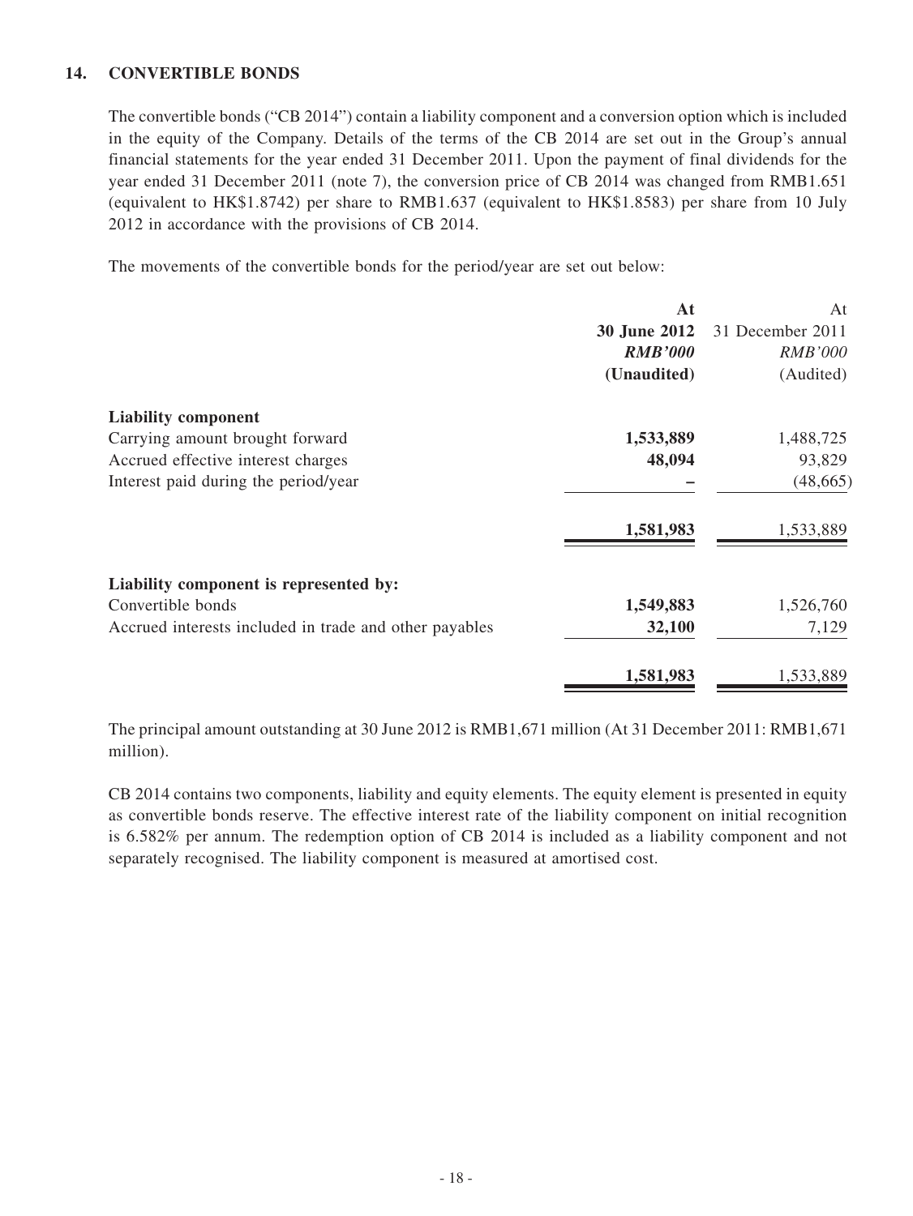## 14. CONVERTIBLE BONDS

The convertible bonds ("CB 2014") contain a liability component and a conversion option which is included in the equity of the Company. Details of the terms of the CB 2014 are set out in the Group's annual financial statements for the year ended 31 December 2011. Upon the payment of final dividends for the year ended 31 December 2011 (note 7), the conversion price of CB 2014 was changed from RMB1.651 (equivalent to HK$1.8742) per share to RMB1.637 (equivalent to HK$1.8583) per share from 10 July 2012 in accordance with the provisions of CB 2014.

The movements of the convertible bonds for the period/year are set out below:

| | **At 30 June 2012** | At 31 December 2011 |
|---|---|---|
| | ***RMB'000*** | *RMB'000* |
| | **(Unaudited)** | (Audited) |
| **Liability component** | | |
| Carrying amount brought forward | **1,533,889** | 1,488,725 |
| Accrued effective interest charges | **48,094** | 93,829 |
| Interest paid during the period/year | **–** | (48,665) |
| | **1,581,983** | 1,533,889 |
| **Liability component is represented by:** | | |
| Convertible bonds | **1,549,883** | 1,526,760 |
| Accrued interests included in trade and other payables | **32,100** | 7,129 |
| | **1,581,983** | 1,533,889 |

The principal amount outstanding at 30 June 2012 is RMB1,671 million (At 31 December 2011: RMB1,671 million).

CB 2014 contains two components, liability and equity elements. The equity element is presented in equity as convertible bonds reserve. The effective interest rate of the liability component on initial recognition is 6.582% per annum. The redemption option of CB 2014 is included as a liability component and not separately recognised. The liability component is measured at amortised cost.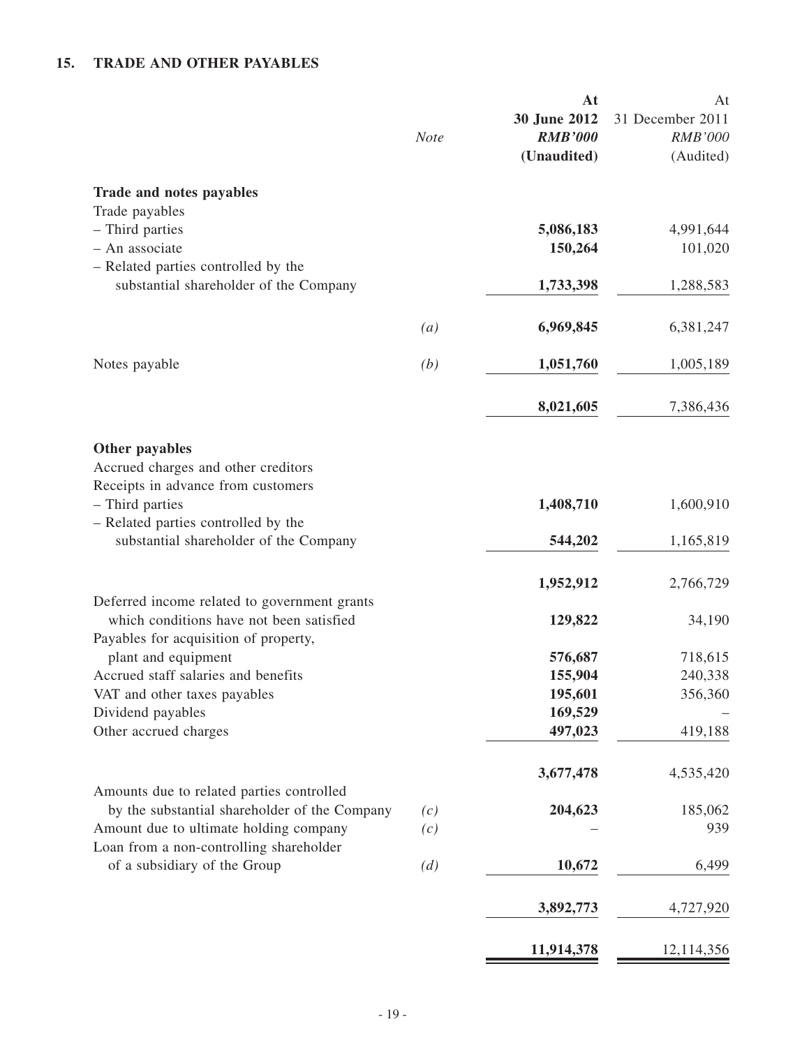## 15. TRADE AND OTHER PAYABLES

| | Note | At 30 June 2012 RMB'000 (Unaudited) | At 31 December 2011 RMB'000 (Audited) |
|---|---|---|---|
| **Trade and notes payables** | | | |
| Trade payables | | | |
| – Third parties | | **5,086,183** | 4,991,644 |
| – An associate | | **150,264** | 101,020 |
| – Related parties controlled by the substantial shareholder of the Company | | **1,733,398** | 1,288,583 |
| | *(a)* | **6,969,845** | 6,381,247 |
| Notes payable | *(b)* | **1,051,760** | 1,005,189 |
| | | **8,021,605** | 7,386,436 |
| **Other payables** | | | |
| Accrued charges and other creditors | | | |
| Receipts in advance from customers | | | |
| – Third parties | | **1,408,710** | 1,600,910 |
| – Related parties controlled by the substantial shareholder of the Company | | **544,202** | 1,165,819 |
| | | **1,952,912** | 2,766,729 |
| Deferred income related to government grants which conditions have not been satisfied | | **129,822** | 34,190 |
| Payables for acquisition of property, plant and equipment | | **576,687** | 718,615 |
| Accrued staff salaries and benefits | | **155,904** | 240,338 |
| VAT and other taxes payables | | **195,601** | 356,360 |
| Dividend payables | | **169,529** | – |
| Other accrued charges | | **497,023** | 419,188 |
| | | **3,677,478** | 4,535,420 |
| Amounts due to related parties controlled by the substantial shareholder of the Company | *(c)* | **204,623** | 185,062 |
| Amount due to ultimate holding company | *(c)* | **–** | 939 |
| Loan from a non-controlling shareholder of a subsidiary of the Group | *(d)* | **10,672** | 6,499 |
| | | **3,892,773** | 4,727,920 |
| | | **11,914,378** | 12,114,356 |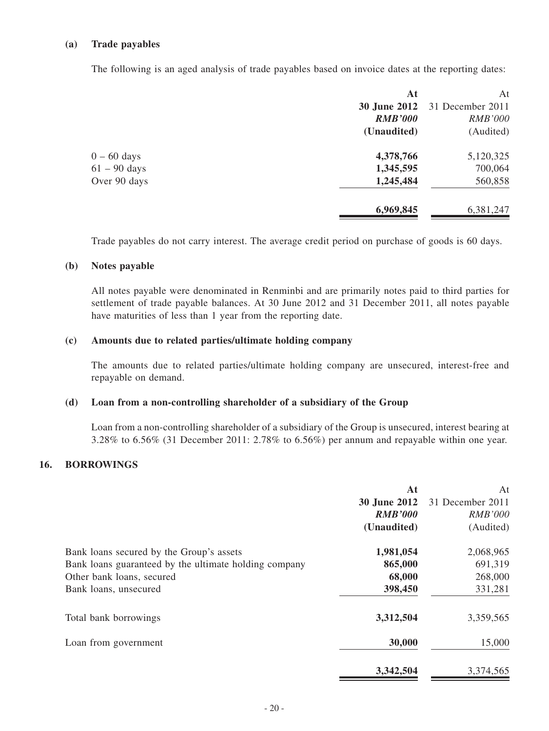**(a) Trade payables**

The following is an aged analysis of trade payables based on invoice dates at the reporting dates:

| | At 30 June 2012 RMB'000 (Unaudited) | At 31 December 2011 RMB'000 (Audited) |
|---|---|---|
| 0 – 60 days | **4,378,766** | 5,120,325 |
| 61 – 90 days | **1,345,595** | 700,064 |
| Over 90 days | **1,245,484** | 560,858 |
| | **6,969,845** | 6,381,247 |

Trade payables do not carry interest. The average credit period on purchase of goods is 60 days.

**(b) Notes payable**

All notes payable were denominated in Renminbi and are primarily notes paid to third parties for settlement of trade payable balances. At 30 June 2012 and 31 December 2011, all notes payable have maturities of less than 1 year from the reporting date.

**(c) Amounts due to related parties/ultimate holding company**

The amounts due to related parties/ultimate holding company are unsecured, interest-free and repayable on demand.

**(d) Loan from a non-controlling shareholder of a subsidiary of the Group**

Loan from a non-controlling shareholder of a subsidiary of the Group is unsecured, interest bearing at 3.28% to 6.56% (31 December 2011: 2.78% to 6.56%) per annum and repayable within one year.

## 16. BORROWINGS

| | At 30 June 2012 RMB'000 (Unaudited) | At 31 December 2011 RMB'000 (Audited) |
|---|---|---|
| Bank loans secured by the Group's assets | **1,981,054** | 2,068,965 |
| Bank loans guaranteed by the ultimate holding company | **865,000** | 691,319 |
| Other bank loans, secured | **68,000** | 268,000 |
| Bank loans, unsecured | **398,450** | 331,281 |
| Total bank borrowings | **3,312,504** | 3,359,565 |
| Loan from government | **30,000** | 15,000 |
| | **3,342,504** | 3,374,565 |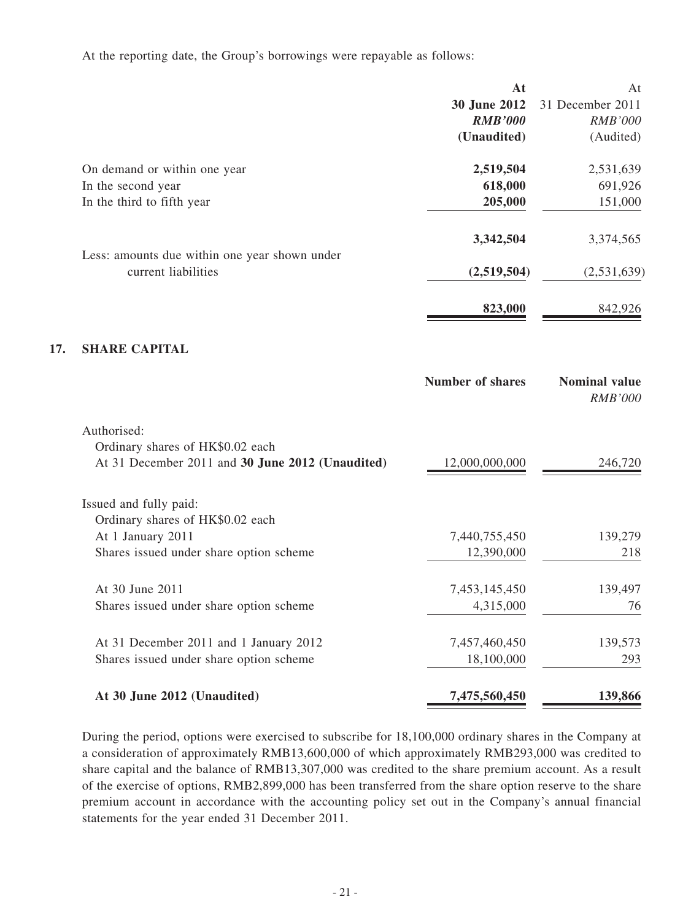At the reporting date, the Group's borrowings were repayable as follows:

| | **At 30 June 2012** *RMB'000* **(Unaudited)** | At 31 December 2011 *RMB'000* (Audited) |
|---|---|---|
| On demand or within one year | **2,519,504** | 2,531,639 |
| In the second year | **618,000** | 691,926 |
| In the third to fifth year | **205,000** | 151,000 |
| | **3,342,504** | 3,374,565 |
| Less: amounts due within one year shown under current liabilities | **(2,519,504)** | (2,531,639) |
| | **823,000** | 842,926 |

## 17. SHARE CAPITAL

| | **Number of shares** | **Nominal value** *RMB'000* |
|---|---|---|
| Authorised: | | |
| Ordinary shares of HK$0.02 each | | |
| At 31 December 2011 and **30 June 2012 (Unaudited)** | 12,000,000,000 | 246,720 |
| Issued and fully paid: | | |
| Ordinary shares of HK$0.02 each | | |
| At 1 January 2011 | 7,440,755,450 | 139,279 |
| Shares issued under share option scheme | 12,390,000 | 218 |
| At 30 June 2011 | 7,453,145,450 | 139,497 |
| Shares issued under share option scheme | 4,315,000 | 76 |
| At 31 December 2011 and 1 January 2012 | 7,457,460,450 | 139,573 |
| Shares issued under share option scheme | 18,100,000 | 293 |
| **At 30 June 2012 (Unaudited)** | **7,475,560,450** | **139,866** |

During the period, options were exercised to subscribe for 18,100,000 ordinary shares in the Company at a consideration of approximately RMB13,600,000 of which approximately RMB293,000 was credited to share capital and the balance of RMB13,307,000 was credited to the share premium account. As a result of the exercise of options, RMB2,899,000 has been transferred from the share option reserve to the share premium account in accordance with the accounting policy set out in the Company's annual financial statements for the year ended 31 December 2011.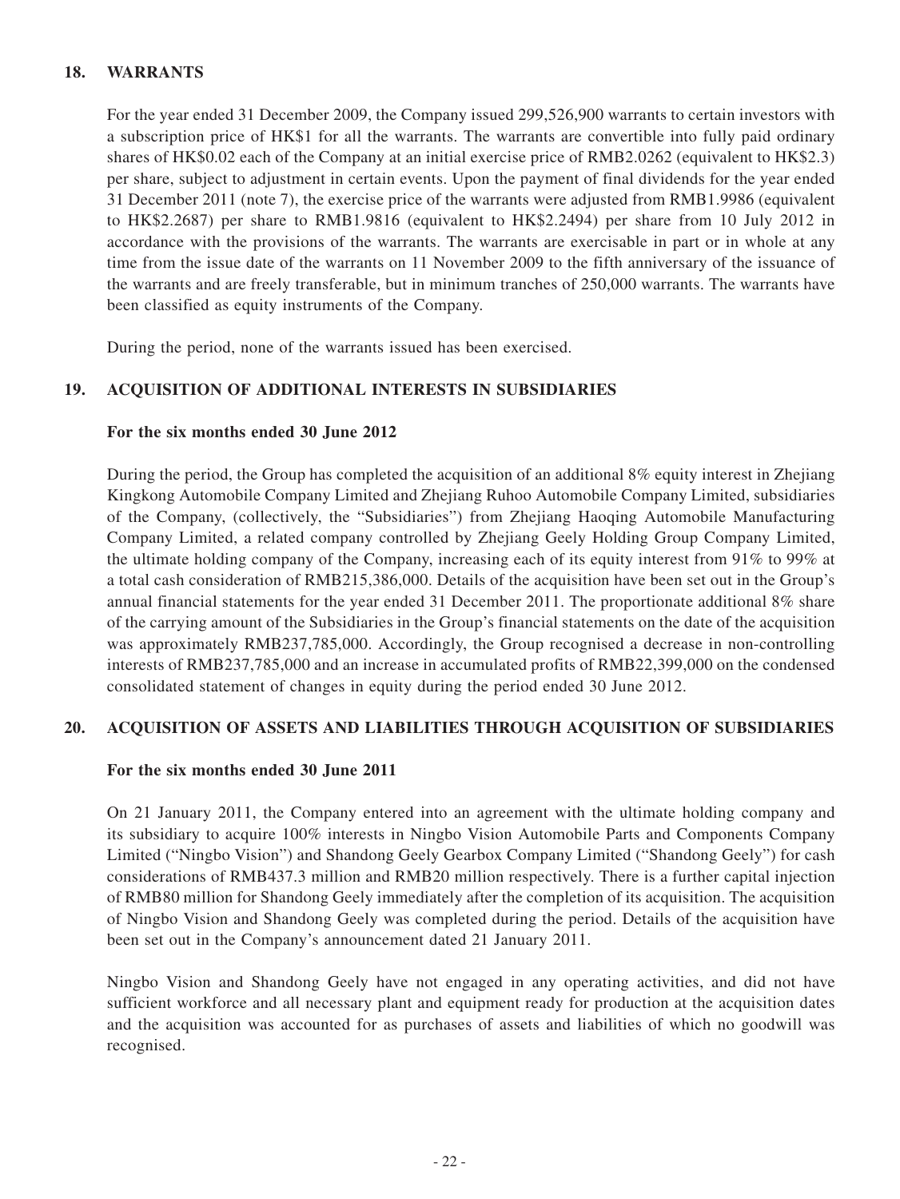## 18. WARRANTS

For the year ended 31 December 2009, the Company issued 299,526,900 warrants to certain investors with a subscription price of HK$1 for all the warrants. The warrants are convertible into fully paid ordinary shares of HK$0.02 each of the Company at an initial exercise price of RMB2.0262 (equivalent to HK$2.3) per share, subject to adjustment in certain events. Upon the payment of final dividends for the year ended 31 December 2011 (note 7), the exercise price of the warrants were adjusted from RMB1.9986 (equivalent to HK$2.2687) per share to RMB1.9816 (equivalent to HK$2.2494) per share from 10 July 2012 in accordance with the provisions of the warrants. The warrants are exercisable in part or in whole at any time from the issue date of the warrants on 11 November 2009 to the fifth anniversary of the issuance of the warrants and are freely transferable, but in minimum tranches of 250,000 warrants. The warrants have been classified as equity instruments of the Company.

During the period, none of the warrants issued has been exercised.

## 19. ACQUISITION OF ADDITIONAL INTERESTS IN SUBSIDIARIES

**For the six months ended 30 June 2012**

During the period, the Group has completed the acquisition of an additional 8% equity interest in Zhejiang Kingkong Automobile Company Limited and Zhejiang Ruhoo Automobile Company Limited, subsidiaries of the Company, (collectively, the "Subsidiaries") from Zhejiang Haoqing Automobile Manufacturing Company Limited, a related company controlled by Zhejiang Geely Holding Group Company Limited, the ultimate holding company of the Company, increasing each of its equity interest from 91% to 99% at a total cash consideration of RMB215,386,000. Details of the acquisition have been set out in the Group's annual financial statements for the year ended 31 December 2011. The proportionate additional 8% share of the carrying amount of the Subsidiaries in the Group's financial statements on the date of the acquisition was approximately RMB237,785,000. Accordingly, the Group recognised a decrease in non-controlling interests of RMB237,785,000 and an increase in accumulated profits of RMB22,399,000 on the condensed consolidated statement of changes in equity during the period ended 30 June 2012.

## 20. ACQUISITION OF ASSETS AND LIABILITIES THROUGH ACQUISITION OF SUBSIDIARIES

**For the six months ended 30 June 2011**

On 21 January 2011, the Company entered into an agreement with the ultimate holding company and its subsidiary to acquire 100% interests in Ningbo Vision Automobile Parts and Components Company Limited ("Ningbo Vision") and Shandong Geely Gearbox Company Limited ("Shandong Geely") for cash considerations of RMB437.3 million and RMB20 million respectively. There is a further capital injection of RMB80 million for Shandong Geely immediately after the completion of its acquisition. The acquisition of Ningbo Vision and Shandong Geely was completed during the period. Details of the acquisition have been set out in the Company's announcement dated 21 January 2011.

Ningbo Vision and Shandong Geely have not engaged in any operating activities, and did not have sufficient workforce and all necessary plant and equipment ready for production at the acquisition dates and the acquisition was accounted for as purchases of assets and liabilities of which no goodwill was recognised.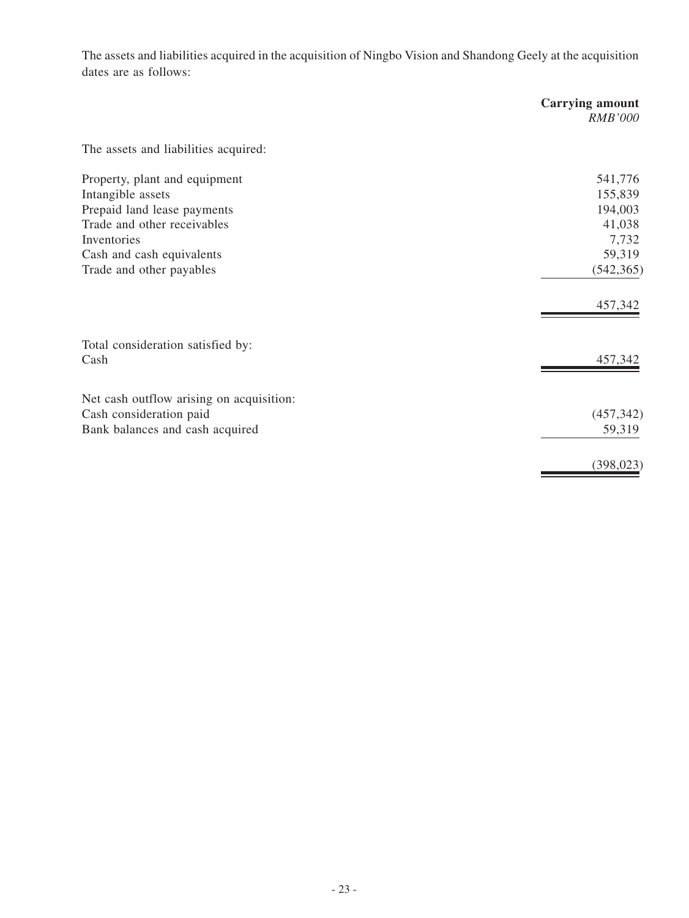The assets and liabilities acquired in the acquisition of Ningbo Vision and Shandong Geely at the acquisition dates are as follows:

| | **Carrying amount** |
|---|---|
| | *RMB'000* |
| The assets and liabilities acquired: | |
| Property, plant and equipment | 541,776 |
| Intangible assets | 155,839 |
| Prepaid land lease payments | 194,003 |
| Trade and other receivables | 41,038 |
| Inventories | 7,732 |
| Cash and cash equivalents | 59,319 |
| Trade and other payables | (542,365) |
| | 457,342 |
| Total consideration satisfied by: | |
| Cash | 457,342 |
| Net cash outflow arising on acquisition: | |
| Cash consideration paid | (457,342) |
| Bank balances and cash acquired | 59,319 |
| | (398,023) |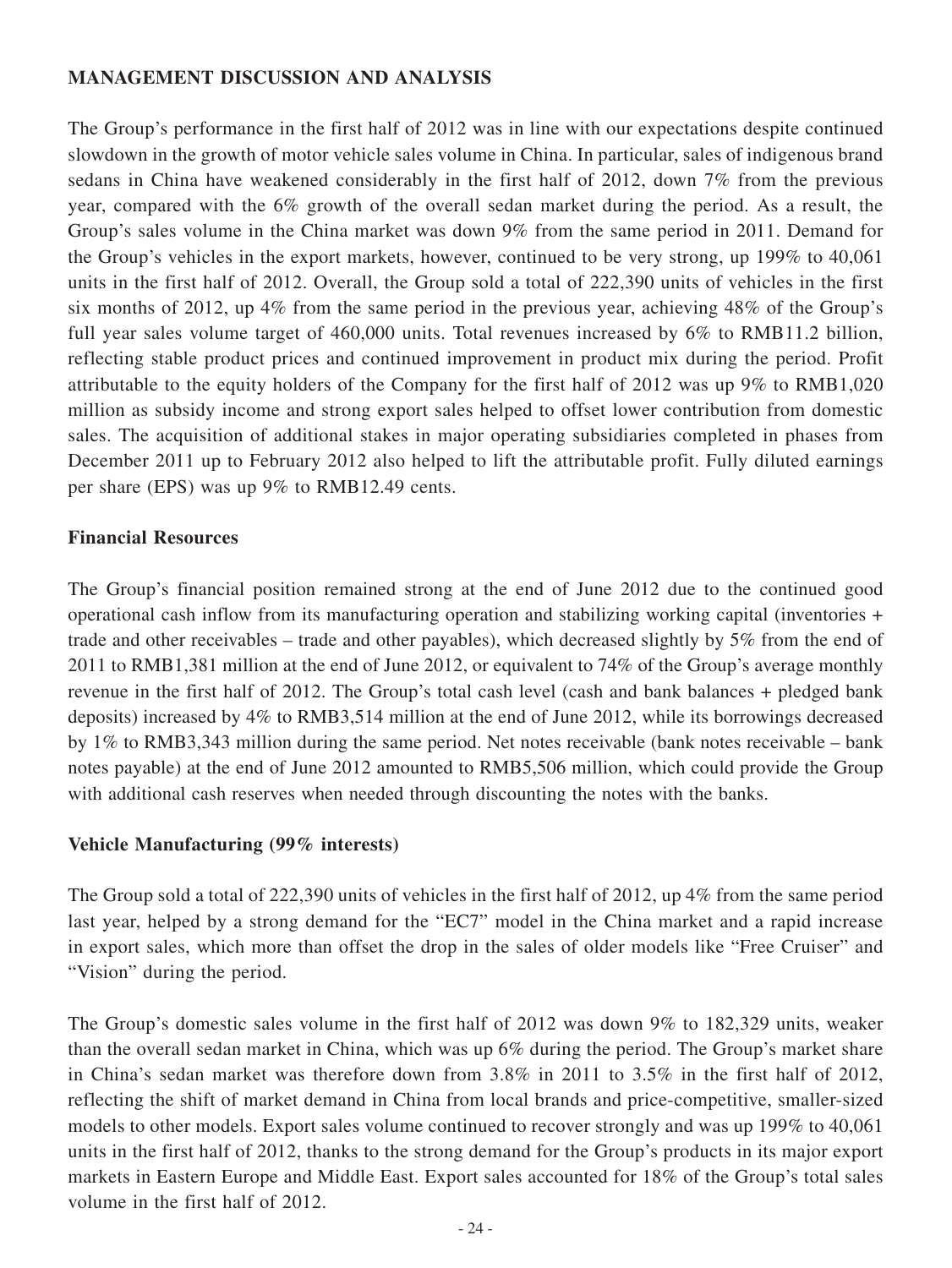## MANAGEMENT DISCUSSION AND ANALYSIS

The Group's performance in the first half of 2012 was in line with our expectations despite continued slowdown in the growth of motor vehicle sales volume in China. In particular, sales of indigenous brand sedans in China have weakened considerably in the first half of 2012, down 7% from the previous year, compared with the 6% growth of the overall sedan market during the period. As a result, the Group's sales volume in the China market was down 9% from the same period in 2011. Demand for the Group's vehicles in the export markets, however, continued to be very strong, up 199% to 40,061 units in the first half of 2012. Overall, the Group sold a total of 222,390 units of vehicles in the first six months of 2012, up 4% from the same period in the previous year, achieving 48% of the Group's full year sales volume target of 460,000 units. Total revenues increased by 6% to RMB11.2 billion, reflecting stable product prices and continued improvement in product mix during the period. Profit attributable to the equity holders of the Company for the first half of 2012 was up 9% to RMB1,020 million as subsidy income and strong export sales helped to offset lower contribution from domestic sales. The acquisition of additional stakes in major operating subsidiaries completed in phases from December 2011 up to February 2012 also helped to lift the attributable profit. Fully diluted earnings per share (EPS) was up 9% to RMB12.49 cents.

### Financial Resources

The Group's financial position remained strong at the end of June 2012 due to the continued good operational cash inflow from its manufacturing operation and stabilizing working capital (inventories + trade and other receivables – trade and other payables), which decreased slightly by 5% from the end of 2011 to RMB1,381 million at the end of June 2012, or equivalent to 74% of the Group's average monthly revenue in the first half of 2012. The Group's total cash level (cash and bank balances + pledged bank deposits) increased by 4% to RMB3,514 million at the end of June 2012, while its borrowings decreased by 1% to RMB3,343 million during the same period. Net notes receivable (bank notes receivable – bank notes payable) at the end of June 2012 amounted to RMB5,506 million, which could provide the Group with additional cash reserves when needed through discounting the notes with the banks.

### Vehicle Manufacturing (99% interests)

The Group sold a total of 222,390 units of vehicles in the first half of 2012, up 4% from the same period last year, helped by a strong demand for the "EC7" model in the China market and a rapid increase in export sales, which more than offset the drop in the sales of older models like "Free Cruiser" and "Vision" during the period.

The Group's domestic sales volume in the first half of 2012 was down 9% to 182,329 units, weaker than the overall sedan market in China, which was up 6% during the period. The Group's market share in China's sedan market was therefore down from 3.8% in 2011 to 3.5% in the first half of 2012, reflecting the shift of market demand in China from local brands and price-competitive, smaller-sized models to other models. Export sales volume continued to recover strongly and was up 199% to 40,061 units in the first half of 2012, thanks to the strong demand for the Group's products in its major export markets in Eastern Europe and Middle East. Export sales accounted for 18% of the Group's total sales volume in the first half of 2012.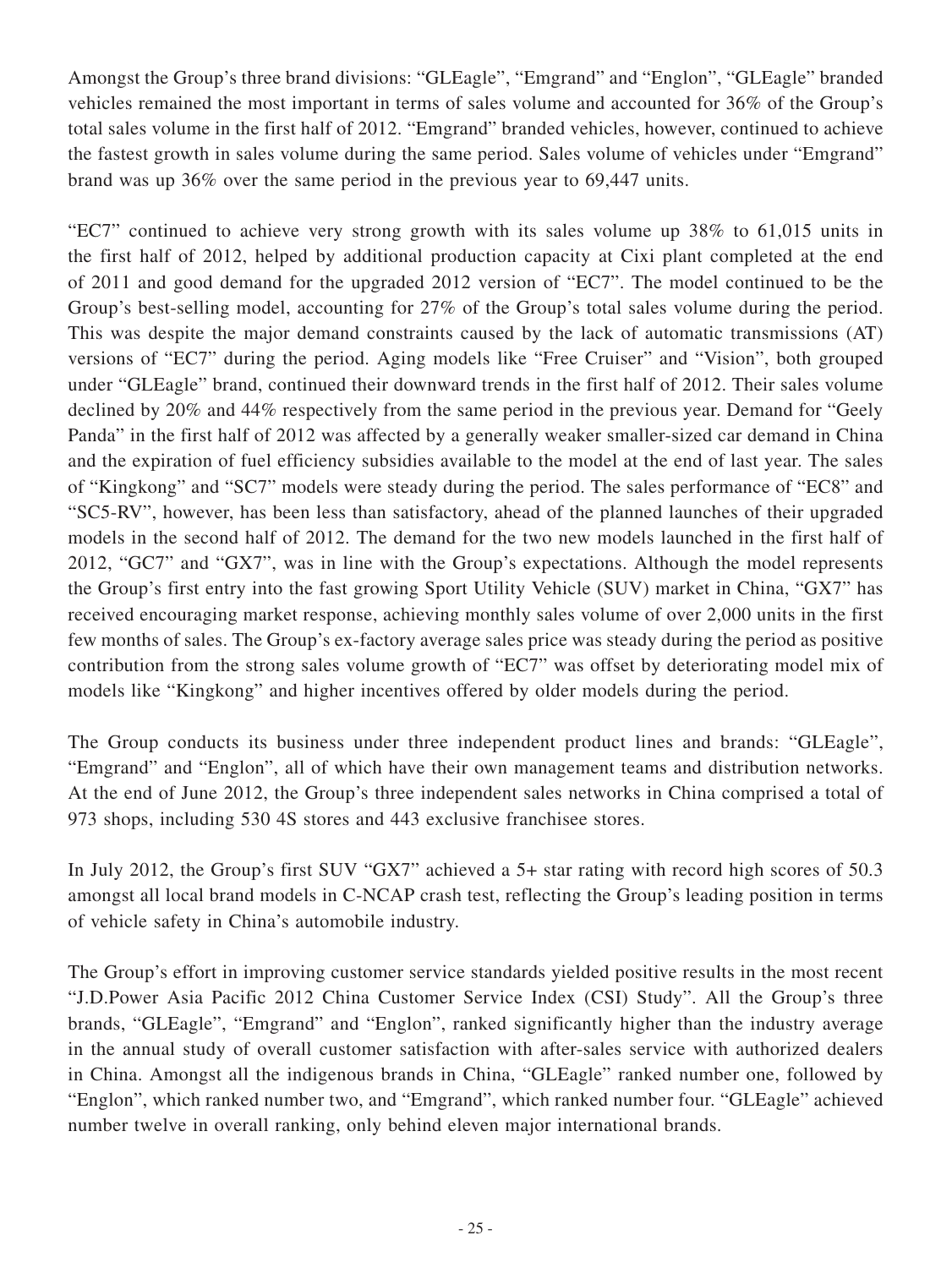Amongst the Group's three brand divisions: "GLEagle", "Emgrand" and "Englon", "GLEagle" branded vehicles remained the most important in terms of sales volume and accounted for 36% of the Group's total sales volume in the first half of 2012. "Emgrand" branded vehicles, however, continued to achieve the fastest growth in sales volume during the same period. Sales volume of vehicles under "Emgrand" brand was up 36% over the same period in the previous year to 69,447 units.

"EC7" continued to achieve very strong growth with its sales volume up 38% to 61,015 units in the first half of 2012, helped by additional production capacity at Cixi plant completed at the end of 2011 and good demand for the upgraded 2012 version of "EC7". The model continued to be the Group's best-selling model, accounting for 27% of the Group's total sales volume during the period. This was despite the major demand constraints caused by the lack of automatic transmissions (AT) versions of "EC7" during the period. Aging models like "Free Cruiser" and "Vision", both grouped under "GLEagle" brand, continued their downward trends in the first half of 2012. Their sales volume declined by 20% and 44% respectively from the same period in the previous year. Demand for "Geely Panda" in the first half of 2012 was affected by a generally weaker smaller-sized car demand in China and the expiration of fuel efficiency subsidies available to the model at the end of last year. The sales of "Kingkong" and "SC7" models were steady during the period. The sales performance of "EC8" and "SC5-RV", however, has been less than satisfactory, ahead of the planned launches of their upgraded models in the second half of 2012. The demand for the two new models launched in the first half of 2012, "GC7" and "GX7", was in line with the Group's expectations. Although the model represents the Group's first entry into the fast growing Sport Utility Vehicle (SUV) market in China, "GX7" has received encouraging market response, achieving monthly sales volume of over 2,000 units in the first few months of sales. The Group's ex-factory average sales price was steady during the period as positive contribution from the strong sales volume growth of "EC7" was offset by deteriorating model mix of models like "Kingkong" and higher incentives offered by older models during the period.

The Group conducts its business under three independent product lines and brands: "GLEagle", "Emgrand" and "Englon", all of which have their own management teams and distribution networks. At the end of June 2012, the Group's three independent sales networks in China comprised a total of 973 shops, including 530 4S stores and 443 exclusive franchisee stores.

In July 2012, the Group's first SUV "GX7" achieved a 5+ star rating with record high scores of 50.3 amongst all local brand models in C-NCAP crash test, reflecting the Group's leading position in terms of vehicle safety in China's automobile industry.

The Group's effort in improving customer service standards yielded positive results in the most recent "J.D.Power Asia Pacific 2012 China Customer Service Index (CSI) Study". All the Group's three brands, "GLEagle", "Emgrand" and "Englon", ranked significantly higher than the industry average in the annual study of overall customer satisfaction with after-sales service with authorized dealers in China. Amongst all the indigenous brands in China, "GLEagle" ranked number one, followed by "Englon", which ranked number two, and "Emgrand", which ranked number four. "GLEagle" achieved number twelve in overall ranking, only behind eleven major international brands.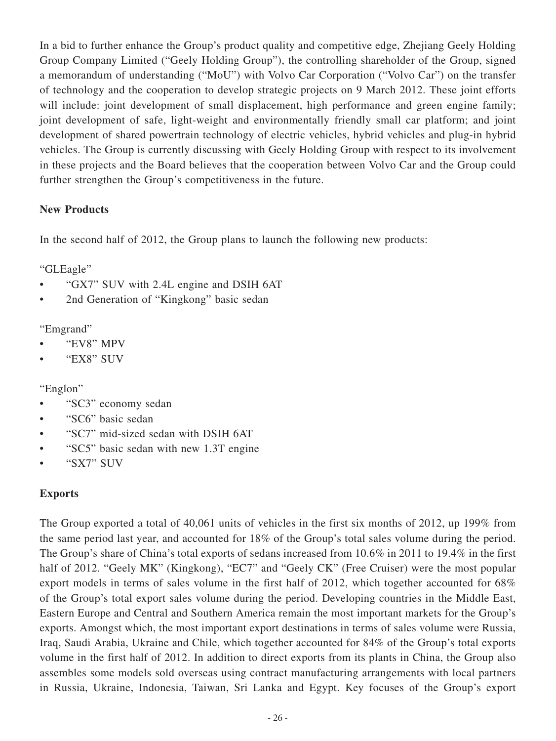In a bid to further enhance the Group's product quality and competitive edge, Zhejiang Geely Holding Group Company Limited ("Geely Holding Group"), the controlling shareholder of the Group, signed a memorandum of understanding ("MoU") with Volvo Car Corporation ("Volvo Car") on the transfer of technology and the cooperation to develop strategic projects on 9 March 2012. These joint efforts will include: joint development of small displacement, high performance and green engine family; joint development of safe, light-weight and environmentally friendly small car platform; and joint development of shared powertrain technology of electric vehicles, hybrid vehicles and plug-in hybrid vehicles. The Group is currently discussing with Geely Holding Group with respect to its involvement in these projects and the Board believes that the cooperation between Volvo Car and the Group could further strengthen the Group's competitiveness in the future.

**New Products**

In the second half of 2012, the Group plans to launch the following new products:

"GLEagle"

- "GX7" SUV with 2.4L engine and DSIH 6AT
- 2nd Generation of "Kingkong" basic sedan

"Emgrand"

- "EV8" MPV
- "EX8" SUV

"Englon"

- "SC3" economy sedan
- "SC6" basic sedan
- "SC7" mid-sized sedan with DSIH 6AT
- "SC5" basic sedan with new 1.3T engine
- "SX7" SUV

**Exports**

The Group exported a total of 40,061 units of vehicles in the first six months of 2012, up 199% from the same period last year, and accounted for 18% of the Group's total sales volume during the period. The Group's share of China's total exports of sedans increased from 10.6% in 2011 to 19.4% in the first half of 2012. "Geely MK" (Kingkong), "EC7" and "Geely CK" (Free Cruiser) were the most popular export models in terms of sales volume in the first half of 2012, which together accounted for 68% of the Group's total export sales volume during the period. Developing countries in the Middle East, Eastern Europe and Central and Southern America remain the most important markets for the Group's exports. Amongst which, the most important export destinations in terms of sales volume were Russia, Iraq, Saudi Arabia, Ukraine and Chile, which together accounted for 84% of the Group's total exports volume in the first half of 2012. In addition to direct exports from its plants in China, the Group also assembles some models sold overseas using contract manufacturing arrangements with local partners in Russia, Ukraine, Indonesia, Taiwan, Sri Lanka and Egypt. Key focuses of the Group's export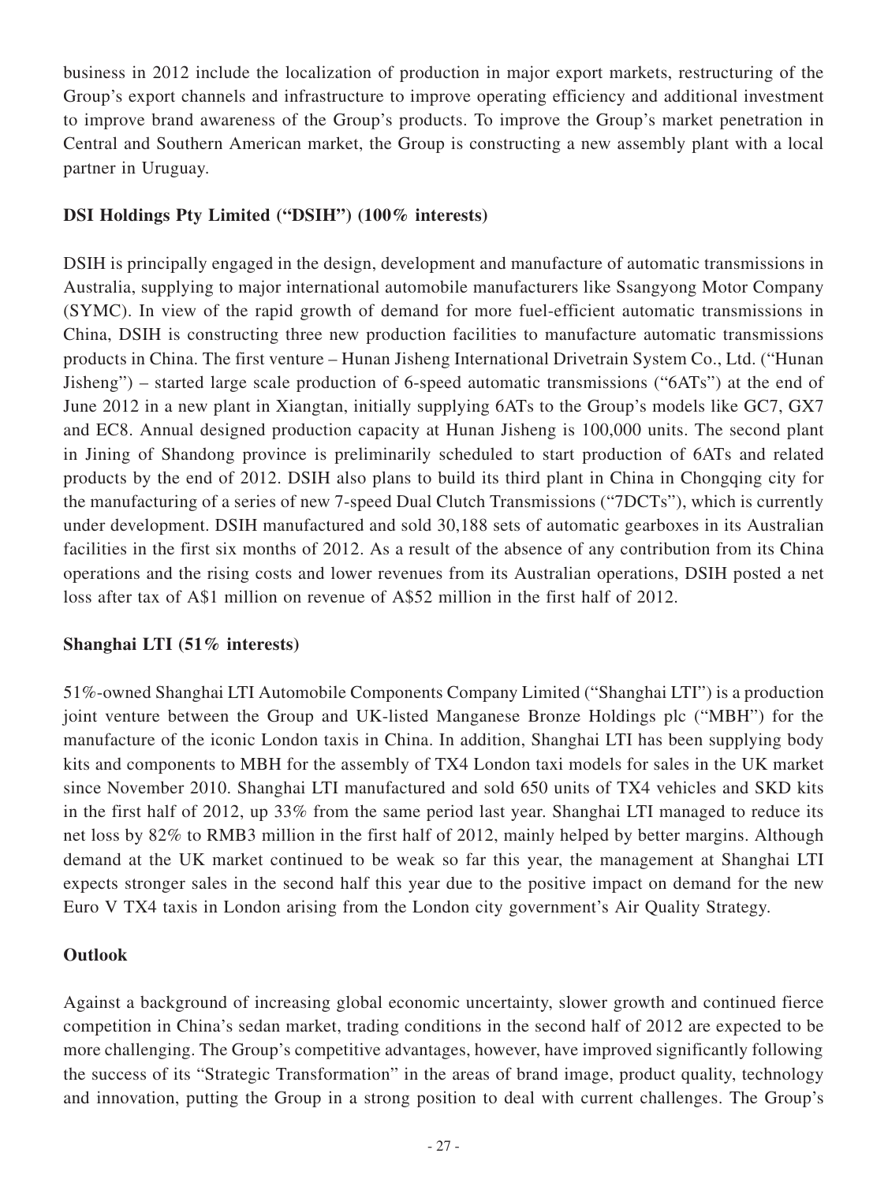business in 2012 include the localization of production in major export markets, restructuring of the Group's export channels and infrastructure to improve operating efficiency and additional investment to improve brand awareness of the Group's products. To improve the Group's market penetration in Central and Southern American market, the Group is constructing a new assembly plant with a local partner in Uruguay.

**DSI Holdings Pty Limited ("DSIH") (100% interests)**

DSIH is principally engaged in the design, development and manufacture of automatic transmissions in Australia, supplying to major international automobile manufacturers like Ssangyong Motor Company (SYMC). In view of the rapid growth of demand for more fuel-efficient automatic transmissions in China, DSIH is constructing three new production facilities to manufacture automatic transmissions products in China. The first venture – Hunan Jisheng International Drivetrain System Co., Ltd. ("Hunan Jisheng") – started large scale production of 6-speed automatic transmissions ("6ATs") at the end of June 2012 in a new plant in Xiangtan, initially supplying 6ATs to the Group's models like GC7, GX7 and EC8. Annual designed production capacity at Hunan Jisheng is 100,000 units. The second plant in Jining of Shandong province is preliminarily scheduled to start production of 6ATs and related products by the end of 2012. DSIH also plans to build its third plant in China in Chongqing city for the manufacturing of a series of new 7-speed Dual Clutch Transmissions ("7DCTs"), which is currently under development. DSIH manufactured and sold 30,188 sets of automatic gearboxes in its Australian facilities in the first six months of 2012. As a result of the absence of any contribution from its China operations and the rising costs and lower revenues from its Australian operations, DSIH posted a net loss after tax of A$1 million on revenue of A$52 million in the first half of 2012.

**Shanghai LTI (51% interests)**

51%-owned Shanghai LTI Automobile Components Company Limited ("Shanghai LTI") is a production joint venture between the Group and UK-listed Manganese Bronze Holdings plc ("MBH") for the manufacture of the iconic London taxis in China. In addition, Shanghai LTI has been supplying body kits and components to MBH for the assembly of TX4 London taxi models for sales in the UK market since November 2010. Shanghai LTI manufactured and sold 650 units of TX4 vehicles and SKD kits in the first half of 2012, up 33% from the same period last year. Shanghai LTI managed to reduce its net loss by 82% to RMB3 million in the first half of 2012, mainly helped by better margins. Although demand at the UK market continued to be weak so far this year, the management at Shanghai LTI expects stronger sales in the second half this year due to the positive impact on demand for the new Euro V TX4 taxis in London arising from the London city government's Air Quality Strategy.

**Outlook**

Against a background of increasing global economic uncertainty, slower growth and continued fierce competition in China's sedan market, trading conditions in the second half of 2012 are expected to be more challenging. The Group's competitive advantages, however, have improved significantly following the success of its "Strategic Transformation" in the areas of brand image, product quality, technology and innovation, putting the Group in a strong position to deal with current challenges. The Group's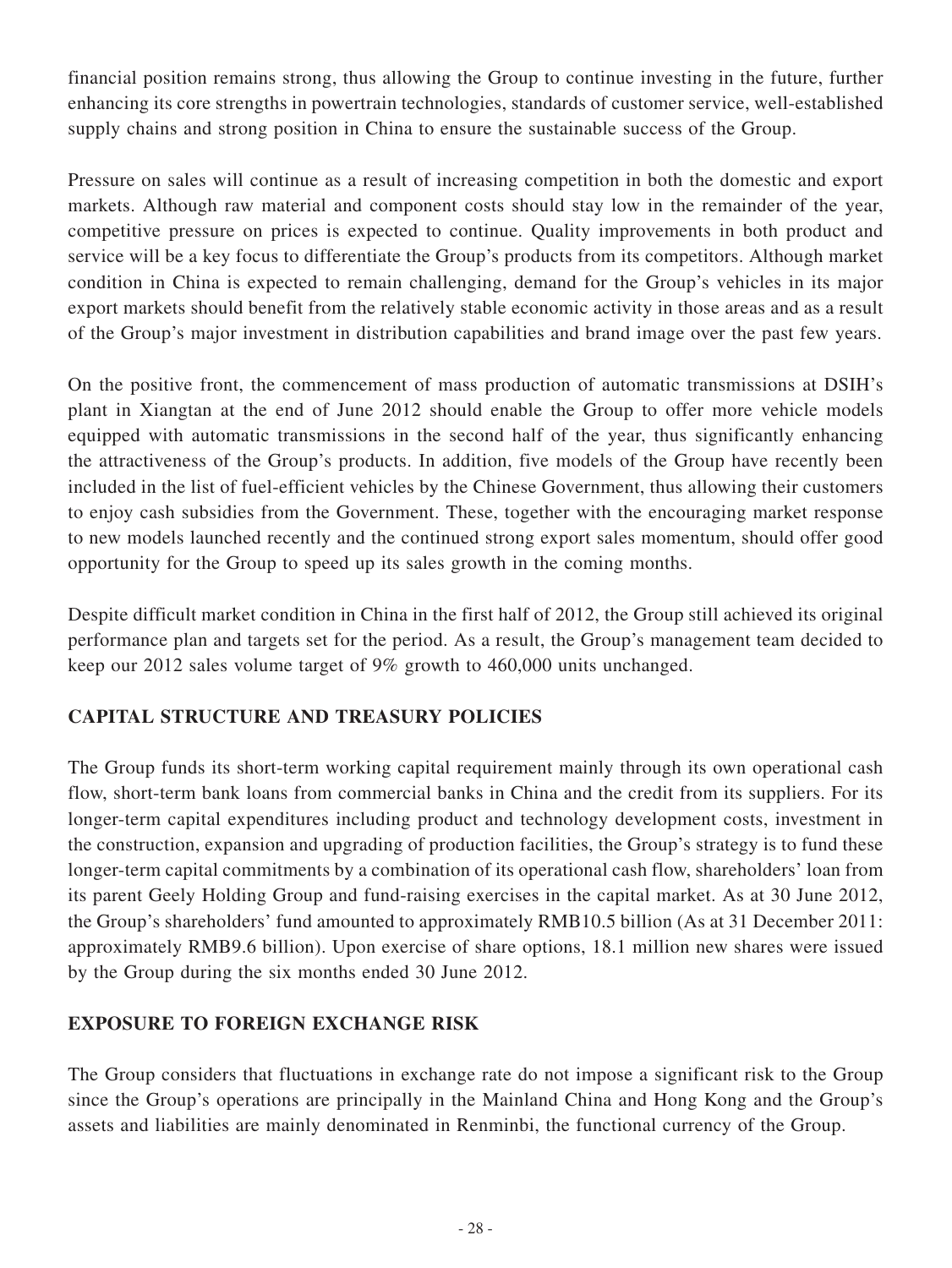financial position remains strong, thus allowing the Group to continue investing in the future, further enhancing its core strengths in powertrain technologies, standards of customer service, well-established supply chains and strong position in China to ensure the sustainable success of the Group.

Pressure on sales will continue as a result of increasing competition in both the domestic and export markets. Although raw material and component costs should stay low in the remainder of the year, competitive pressure on prices is expected to continue. Quality improvements in both product and service will be a key focus to differentiate the Group's products from its competitors. Although market condition in China is expected to remain challenging, demand for the Group's vehicles in its major export markets should benefit from the relatively stable economic activity in those areas and as a result of the Group's major investment in distribution capabilities and brand image over the past few years.

On the positive front, the commencement of mass production of automatic transmissions at DSIH's plant in Xiangtan at the end of June 2012 should enable the Group to offer more vehicle models equipped with automatic transmissions in the second half of the year, thus significantly enhancing the attractiveness of the Group's products. In addition, five models of the Group have recently been included in the list of fuel-efficient vehicles by the Chinese Government, thus allowing their customers to enjoy cash subsidies from the Government. These, together with the encouraging market response to new models launched recently and the continued strong export sales momentum, should offer good opportunity for the Group to speed up its sales growth in the coming months.

Despite difficult market condition in China in the first half of 2012, the Group still achieved its original performance plan and targets set for the period. As a result, the Group's management team decided to keep our 2012 sales volume target of 9% growth to 460,000 units unchanged.

## CAPITAL STRUCTURE AND TREASURY POLICIES

The Group funds its short-term working capital requirement mainly through its own operational cash flow, short-term bank loans from commercial banks in China and the credit from its suppliers. For its longer-term capital expenditures including product and technology development costs, investment in the construction, expansion and upgrading of production facilities, the Group's strategy is to fund these longer-term capital commitments by a combination of its operational cash flow, shareholders' loan from its parent Geely Holding Group and fund-raising exercises in the capital market. As at 30 June 2012, the Group's shareholders' fund amounted to approximately RMB10.5 billion (As at 31 December 2011: approximately RMB9.6 billion). Upon exercise of share options, 18.1 million new shares were issued by the Group during the six months ended 30 June 2012.

## EXPOSURE TO FOREIGN EXCHANGE RISK

The Group considers that fluctuations in exchange rate do not impose a significant risk to the Group since the Group's operations are principally in the Mainland China and Hong Kong and the Group's assets and liabilities are mainly denominated in Renminbi, the functional currency of the Group.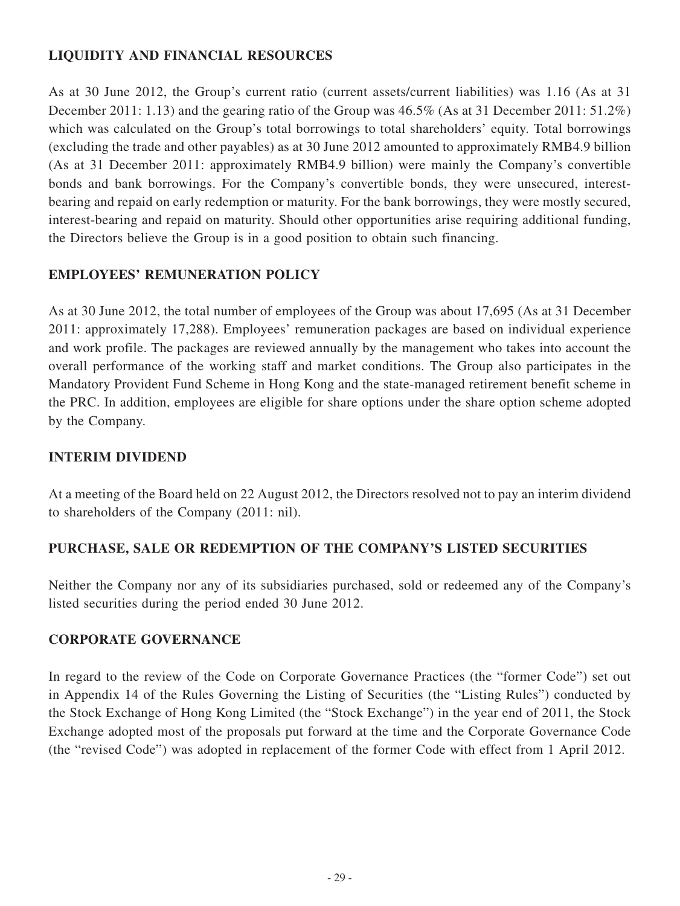## LIQUIDITY AND FINANCIAL RESOURCES

As at 30 June 2012, the Group's current ratio (current assets/current liabilities) was 1.16 (As at 31 December 2011: 1.13) and the gearing ratio of the Group was 46.5% (As at 31 December 2011: 51.2%) which was calculated on the Group's total borrowings to total shareholders' equity. Total borrowings (excluding the trade and other payables) as at 30 June 2012 amounted to approximately RMB4.9 billion (As at 31 December 2011: approximately RMB4.9 billion) were mainly the Company's convertible bonds and bank borrowings. For the Company's convertible bonds, they were unsecured, interest-bearing and repaid on early redemption or maturity. For the bank borrowings, they were mostly secured, interest-bearing and repaid on maturity. Should other opportunities arise requiring additional funding, the Directors believe the Group is in a good position to obtain such financing.

## EMPLOYEES' REMUNERATION POLICY

As at 30 June 2012, the total number of employees of the Group was about 17,695 (As at 31 December 2011: approximately 17,288). Employees' remuneration packages are based on individual experience and work profile. The packages are reviewed annually by the management who takes into account the overall performance of the working staff and market conditions. The Group also participates in the Mandatory Provident Fund Scheme in Hong Kong and the state-managed retirement benefit scheme in the PRC. In addition, employees are eligible for share options under the share option scheme adopted by the Company.

## INTERIM DIVIDEND

At a meeting of the Board held on 22 August 2012, the Directors resolved not to pay an interim dividend to shareholders of the Company (2011: nil).

## PURCHASE, SALE OR REDEMPTION OF THE COMPANY'S LISTED SECURITIES

Neither the Company nor any of its subsidiaries purchased, sold or redeemed any of the Company's listed securities during the period ended 30 June 2012.

## CORPORATE GOVERNANCE

In regard to the review of the Code on Corporate Governance Practices (the "former Code") set out in Appendix 14 of the Rules Governing the Listing of Securities (the "Listing Rules") conducted by the Stock Exchange of Hong Kong Limited (the "Stock Exchange") in the year end of 2011, the Stock Exchange adopted most of the proposals put forward at the time and the Corporate Governance Code (the "revised Code") was adopted in replacement of the former Code with effect from 1 April 2012.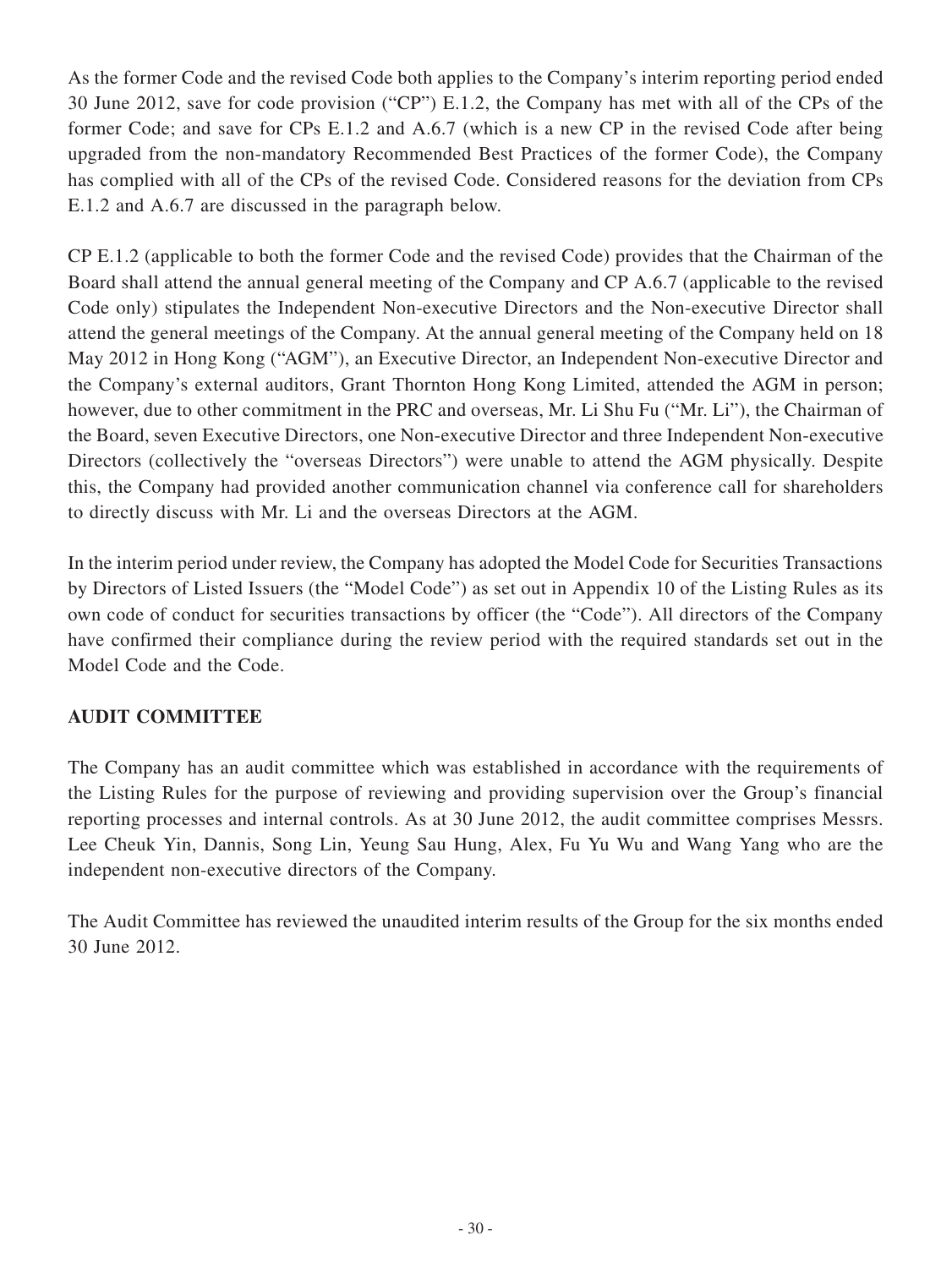As the former Code and the revised Code both applies to the Company's interim reporting period ended 30 June 2012, save for code provision ("CP") E.1.2, the Company has met with all of the CPs of the former Code; and save for CPs E.1.2 and A.6.7 (which is a new CP in the revised Code after being upgraded from the non-mandatory Recommended Best Practices of the former Code), the Company has complied with all of the CPs of the revised Code. Considered reasons for the deviation from CPs E.1.2 and A.6.7 are discussed in the paragraph below.

CP E.1.2 (applicable to both the former Code and the revised Code) provides that the Chairman of the Board shall attend the annual general meeting of the Company and CP A.6.7 (applicable to the revised Code only) stipulates the Independent Non-executive Directors and the Non-executive Director shall attend the general meetings of the Company. At the annual general meeting of the Company held on 18 May 2012 in Hong Kong ("AGM"), an Executive Director, an Independent Non-executive Director and the Company's external auditors, Grant Thornton Hong Kong Limited, attended the AGM in person; however, due to other commitment in the PRC and overseas, Mr. Li Shu Fu ("Mr. Li"), the Chairman of the Board, seven Executive Directors, one Non-executive Director and three Independent Non-executive Directors (collectively the "overseas Directors") were unable to attend the AGM physically. Despite this, the Company had provided another communication channel via conference call for shareholders to directly discuss with Mr. Li and the overseas Directors at the AGM.

In the interim period under review, the Company has adopted the Model Code for Securities Transactions by Directors of Listed Issuers (the "Model Code") as set out in Appendix 10 of the Listing Rules as its own code of conduct for securities transactions by officer (the "Code"). All directors of the Company have confirmed their compliance during the review period with the required standards set out in the Model Code and the Code.

## AUDIT COMMITTEE

The Company has an audit committee which was established in accordance with the requirements of the Listing Rules for the purpose of reviewing and providing supervision over the Group's financial reporting processes and internal controls. As at 30 June 2012, the audit committee comprises Messrs. Lee Cheuk Yin, Dannis, Song Lin, Yeung Sau Hung, Alex, Fu Yu Wu and Wang Yang who are the independent non-executive directors of the Company.

The Audit Committee has reviewed the unaudited interim results of the Group for the six months ended 30 June 2012.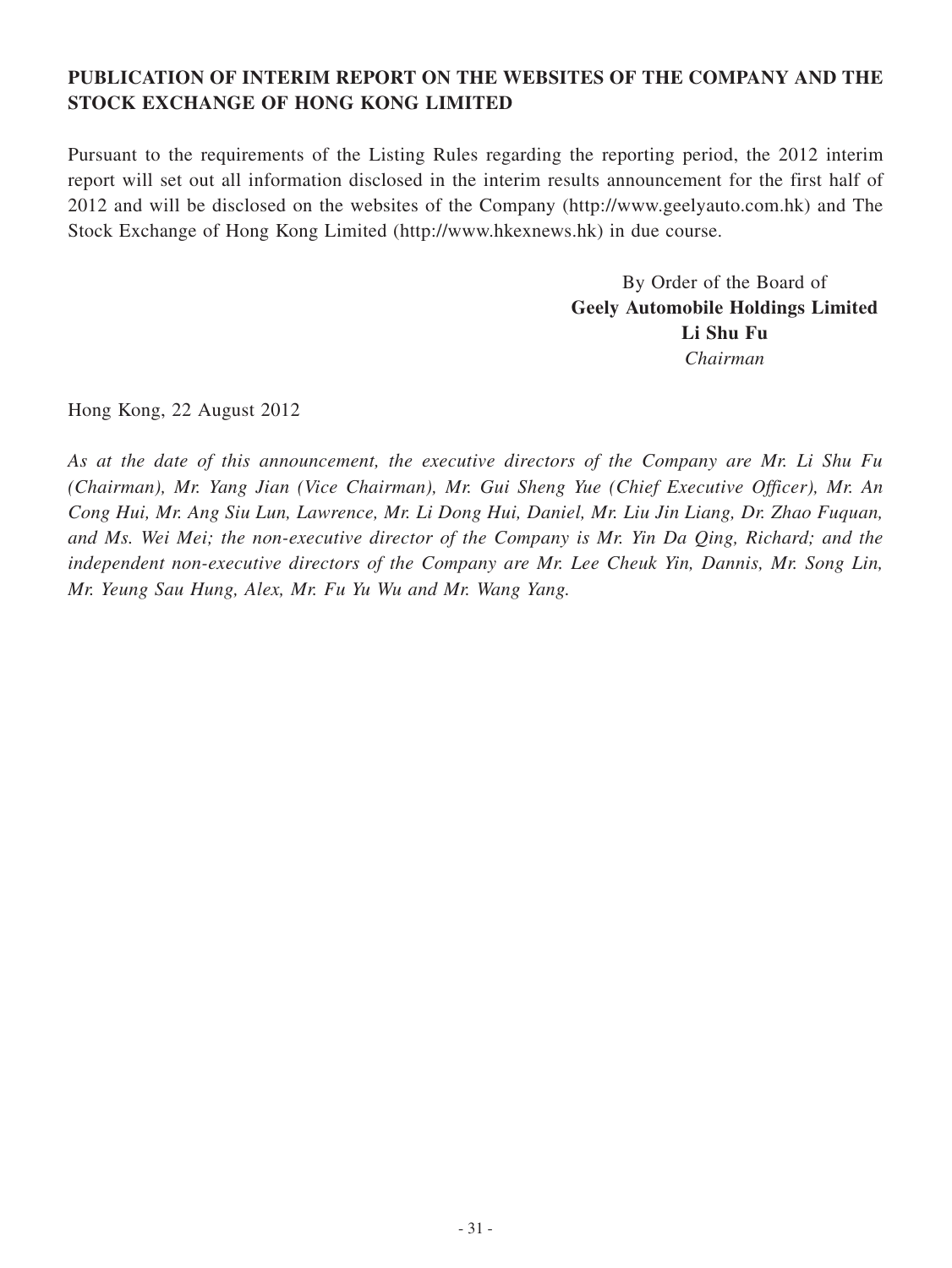## PUBLICATION OF INTERIM REPORT ON THE WEBSITES OF THE COMPANY AND THE STOCK EXCHANGE OF HONG KONG LIMITED

Pursuant to the requirements of the Listing Rules regarding the reporting period, the 2012 interim report will set out all information disclosed in the interim results announcement for the first half of 2012 and will be disclosed on the websites of the Company (http://www.geelyauto.com.hk) and The Stock Exchange of Hong Kong Limited (http://www.hkexnews.hk) in due course.

By Order of the Board of
**Geely Automobile Holdings Limited**
**Li Shu Fu**
*Chairman*

Hong Kong, 22 August 2012

*As at the date of this announcement, the executive directors of the Company are Mr. Li Shu Fu (Chairman), Mr. Yang Jian (Vice Chairman), Mr. Gui Sheng Yue (Chief Executive Officer), Mr. An Cong Hui, Mr. Ang Siu Lun, Lawrence, Mr. Li Dong Hui, Daniel, Mr. Liu Jin Liang, Dr. Zhao Fuquan, and Ms. Wei Mei; the non-executive director of the Company is Mr. Yin Da Qing, Richard; and the independent non-executive directors of the Company are Mr. Lee Cheuk Yin, Dannis, Mr. Song Lin, Mr. Yeung Sau Hung, Alex, Mr. Fu Yu Wu and Mr. Wang Yang.*